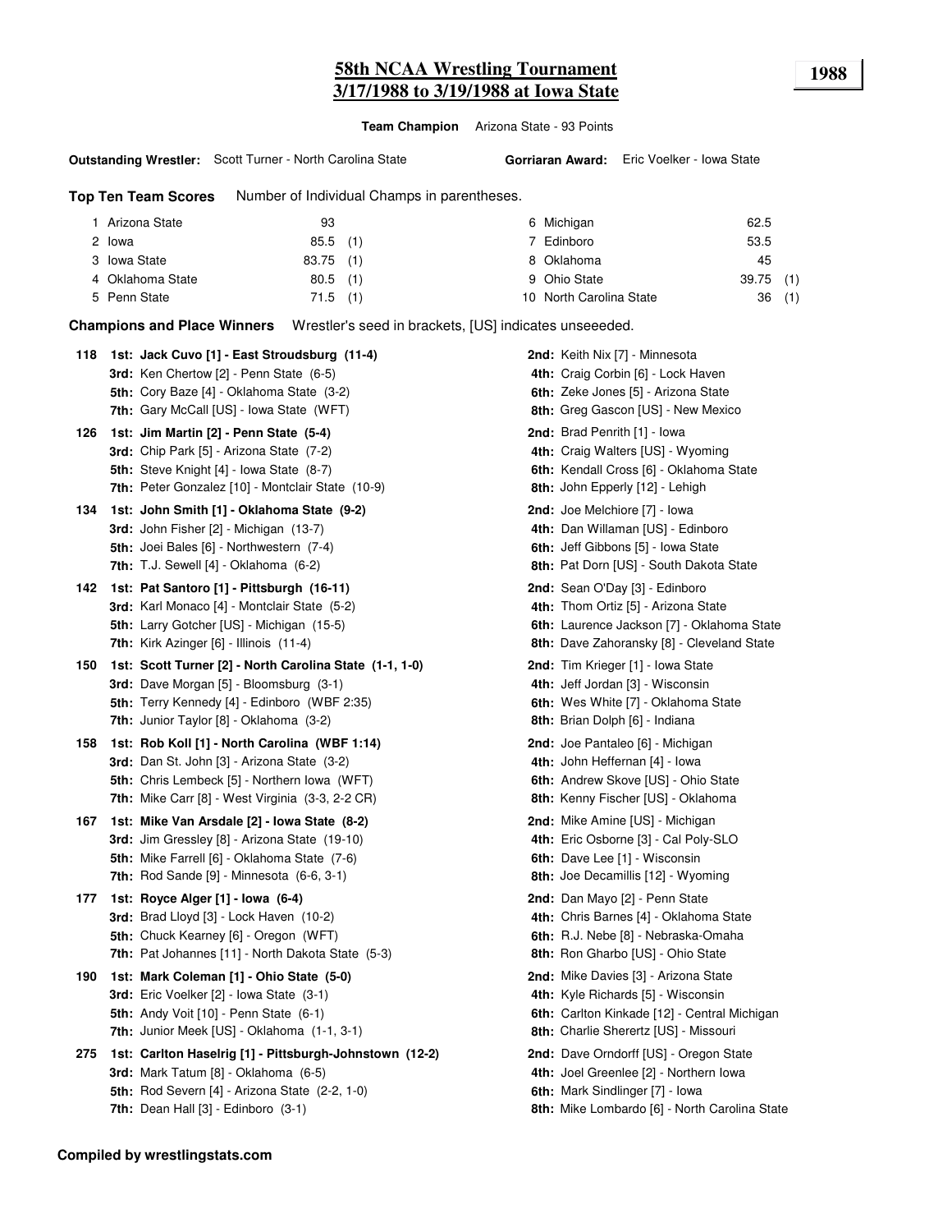# 58th NCAA Wrestling Tournament
## 3/17/1988 to 3/19/1988 at Iowa State

**1988**

**Team Champion** Arizona State - 93 Points

**Outstanding Wrestler:** Scott Turner - North Carolina State

**Gorriaran Award:** Eric Voelker - Iowa State

**Top Ten Team Scores** Number of Individual Champs in parentheses.

| Rank | Team | Points | Champs |
|---|---|---|---|
| 1 | Arizona State | 93 | |
| 2 | Iowa | 85.5 | (1) |
| 3 | Iowa State | 83.75 | (1) |
| 4 | Oklahoma State | 80.5 | (1) |
| 5 | Penn State | 71.5 | (1) |
| 6 | Michigan | 62.5 | |
| 7 | Edinboro | 53.5 | |
| 8 | Oklahoma | 45 | |
| 9 | Ohio State | 39.75 | (1) |
| 10 | North Carolina State | 36 | (1) |

**Champions and Place Winners** Wrestler's seed in brackets, [US] indicates unseeeded.

**118**
- **1st: Jack Cuvo [1] - East Stroudsburg (11-4)**
- **2nd:** Keith Nix [7] - Minnesota
- **3rd:** Ken Chertow [2] - Penn State (6-5)
- **4th:** Craig Corbin [6] - Lock Haven
- **5th:** Cory Baze [4] - Oklahoma State (3-2)
- **6th:** Zeke Jones [5] - Arizona State
- **7th:** Gary McCall [US] - Iowa State (WFT)
- **8th:** Greg Gascon [US] - New Mexico

**126**
- **1st: Jim Martin [2] - Penn State (5-4)**
- **2nd:** Brad Penrith [1] - Iowa
- **3rd:** Chip Park [5] - Arizona State (7-2)
- **4th:** Craig Walters [US] - Wyoming
- **5th:** Steve Knight [4] - Iowa State (8-7)
- **6th:** Kendall Cross [6] - Oklahoma State
- **7th:** Peter Gonzalez [10] - Montclair State (10-9)
- **8th:** John Epperly [12] - Lehigh

**134**
- **1st: John Smith [1] - Oklahoma State (9-2)**
- **2nd:** Joe Melchiore [7] - Iowa
- **3rd:** John Fisher [2] - Michigan (13-7)
- **4th:** Dan Willaman [US] - Edinboro
- **5th:** Joei Bales [6] - Northwestern (7-4)
- **6th:** Jeff Gibbons [5] - Iowa State
- **7th:** T.J. Sewell [4] - Oklahoma (6-2)
- **8th:** Pat Dorn [US] - South Dakota State

**142**
- **1st: Pat Santoro [1] - Pittsburgh (16-11)**
- **2nd:** Sean O'Day [3] - Edinboro
- **3rd:** Karl Monaco [4] - Montclair State (5-2)
- **4th:** Thom Ortiz [5] - Arizona State
- **5th:** Larry Gotcher [US] - Michigan (15-5)
- **6th:** Laurence Jackson [7] - Oklahoma State
- **7th:** Kirk Azinger [6] - Illinois (11-4)
- **8th:** Dave Zahoransky [8] - Cleveland State

**150**
- **1st: Scott Turner [2] - North Carolina State (1-1, 1-0)**
- **2nd:** Tim Krieger [1] - Iowa State
- **3rd:** Dave Morgan [5] - Bloomsburg (3-1)
- **4th:** Jeff Jordan [3] - Wisconsin
- **5th:** Terry Kennedy [4] - Edinboro (WBF 2:35)
- **6th:** Wes White [7] - Oklahoma State
- **7th:** Junior Taylor [8] - Oklahoma (3-2)
- **8th:** Brian Dolph [6] - Indiana

**158**
- **1st: Rob Koll [1] - North Carolina (WBF 1:14)**
- **2nd:** Joe Pantaleo [6] - Michigan
- **3rd:** Dan St. John [3] - Arizona State (3-2)
- **4th:** John Heffernan [4] - Iowa
- **5th:** Chris Lembeck [5] - Northern Iowa (WFT)
- **6th:** Andrew Skove [US] - Ohio State
- **7th:** Mike Carr [8] - West Virginia (3-3, 2-2 CR)
- **8th:** Kenny Fischer [US] - Oklahoma

**167**
- **1st: Mike Van Arsdale [2] - Iowa State (8-2)**
- **2nd:** Mike Amine [US] - Michigan
- **3rd:** Jim Gressley [8] - Arizona State (19-10)
- **4th:** Eric Osborne [3] - Cal Poly-SLO
- **5th:** Mike Farrell [6] - Oklahoma State (7-6)
- **6th:** Dave Lee [1] - Wisconsin
- **7th:** Rod Sande [9] - Minnesota (6-6, 3-1)
- **8th:** Joe Decamillis [12] - Wyoming

**177**
- **1st: Royce Alger [1] - Iowa (6-4)**
- **2nd:** Dan Mayo [2] - Penn State
- **3rd:** Brad Lloyd [3] - Lock Haven (10-2)
- **4th:** Chris Barnes [4] - Oklahoma State
- **5th:** Chuck Kearney [6] - Oregon (WFT)
- **6th:** R.J. Nebe [8] - Nebraska-Omaha
- **7th:** Pat Johannes [11] - North Dakota State (5-3)
- **8th:** Ron Gharbo [US] - Ohio State

**190**
- **1st: Mark Coleman [1] - Ohio State (5-0)**
- **2nd:** Mike Davies [3] - Arizona State
- **3rd:** Eric Voelker [2] - Iowa State (3-1)
- **4th:** Kyle Richards [5] - Wisconsin
- **5th:** Andy Voit [10] - Penn State (6-1)
- **6th:** Carlton Kinkade [12] - Central Michigan
- **7th:** Junior Meek [US] - Oklahoma (1-1, 3-1)
- **8th:** Charlie Sherertz [US] - Missouri

**275**
- **1st: Carlton Haselrig [1] - Pittsburgh-Johnstown (12-2)**
- **2nd:** Dave Orndorff [US] - Oregon State
- **3rd:** Mark Tatum [8] - Oklahoma (6-5)
- **4th:** Joel Greenlee [2] - Northern Iowa
- **5th:** Rod Severn [4] - Arizona State (2-2, 1-0)
- **6th:** Mark Sindlinger [7] - Iowa
- **7th:** Dean Hall [3] - Edinboro (3-1)
- **8th:** Mike Lombardo [6] - North Carolina State

**Compiled by wrestlingstats.com**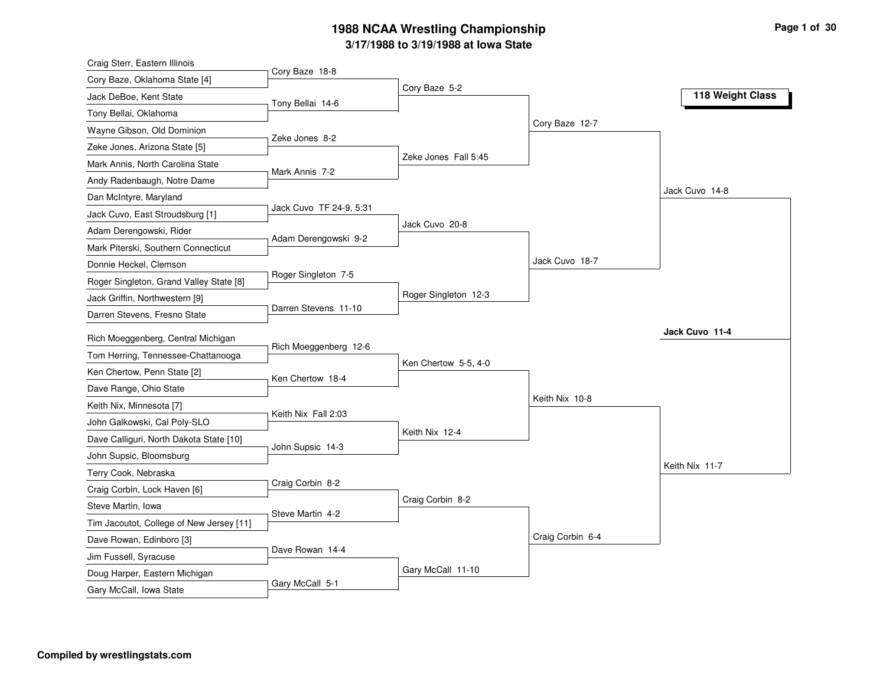# 1988 NCAA Wrestling Championship

### 3/17/1988 to 3/19/1988 at Iowa State

**118 Weight Class**

## First Round

- Craig Sterr, Eastern Illinois vs. Cory Baze, Oklahoma State [4] — Cory Baze 18-8
- Jack DeBoe, Kent State vs. Tony Bellai, Oklahoma — Tony Bellai 14-6
- Wayne Gibson, Old Dominion vs. Zeke Jones, Arizona State [5] — Zeke Jones 8-2
- Mark Annis, North Carolina State vs. Andy Radenbaugh, Notre Dame — Mark Annis 7-2
- Dan McIntyre, Maryland vs. Jack Cuvo, East Stroudsburg [1] — Jack Cuvo TF 24-9, 5:31
- Adam Derengowski, Rider vs. Mark Piterski, Southern Connecticut — Adam Derengowski 9-2
- Donnie Heckel, Clemson vs. Roger Singleton, Grand Valley State [8] — Roger Singleton 7-5
- Jack Griffin, Northwestern [9] vs. Darren Stevens, Fresno State — Darren Stevens 11-10
- Rich Moeggenberg, Central Michigan vs. Tom Herring, Tennessee-Chattanooga — Rich Moeggenberg 12-6
- Ken Chertow, Penn State [2] vs. Dave Range, Ohio State — Ken Chertow 18-4
- Keith Nix, Minnesota [7] vs. John Galkowski, Cal Poly-SLO — Keith Nix Fall 2:03
- Dave Calliguri, North Dakota State [10] vs. John Supsic, Bloomsburg — John Supsic 14-3
- Terry Cook, Nebraska vs. Craig Corbin, Lock Haven [6] — Craig Corbin 8-2
- Steve Martin, Iowa vs. Tim Jacoutot, College of New Jersey [11] — Steve Martin 4-2
- Dave Rowan, Edinboro [3] vs. Jim Fussell, Syracuse — Dave Rowan 14-4
- Doug Harper, Eastern Michigan vs. Gary McCall, Iowa State — Gary McCall 5-1

## Second Round

- Cory Baze 5-2
- Zeke Jones Fall 5:45
- Jack Cuvo 20-8
- Roger Singleton 12-3
- Ken Chertow 5-5, 4-0
- Keith Nix 12-4
- Craig Corbin 8-2
- Gary McCall 11-10

## Quarterfinals

- Cory Baze 12-7
- Jack Cuvo 18-7
- Keith Nix 10-8
- Craig Corbin 6-4

## Semifinals

- Jack Cuvo 14-8
- Keith Nix 11-7

## Final

**Jack Cuvo 11-4**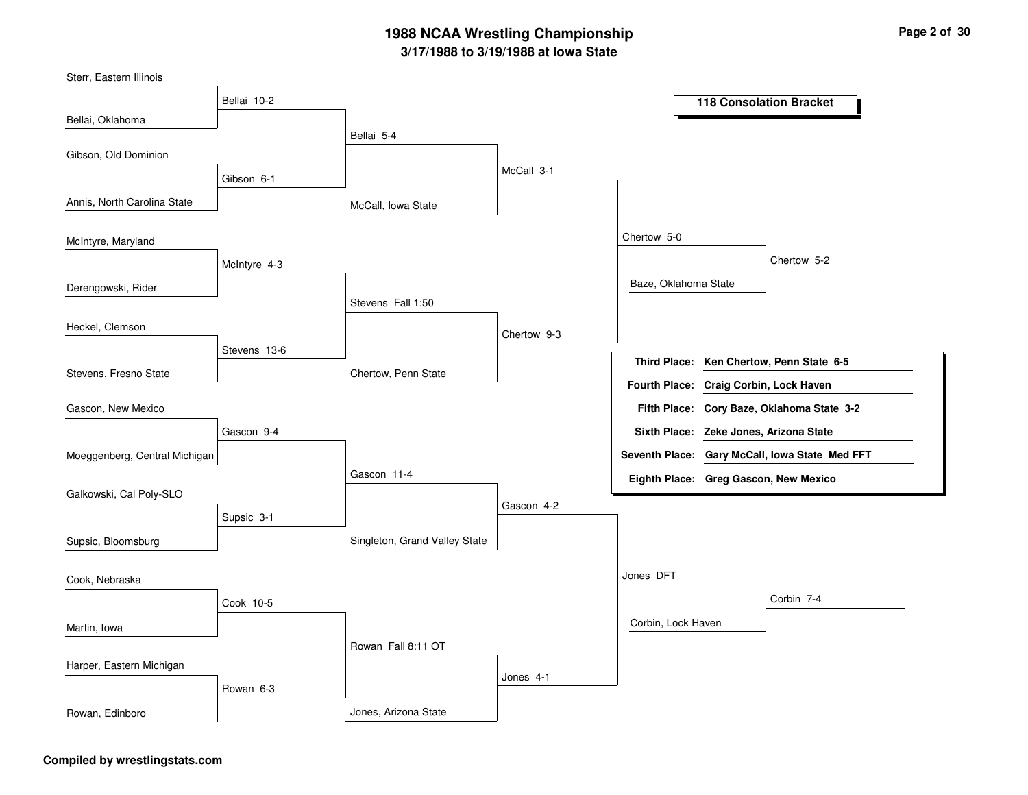# 1988 NCAA Wrestling Championship

## 3/17/1988 to 3/19/1988 at Iowa State

### 118 Consolation Bracket

**First Round**

- Sterr, Eastern Illinois vs. Bellai, Oklahoma — Bellai 10-2
- Gibson, Old Dominion vs. Annis, North Carolina State — Gibson 6-1
- McIntyre, Maryland vs. Derengowski, Rider — McIntyre 4-3
- Heckel, Clemson vs. Stevens, Fresno State — Stevens 13-6
- Gascon, New Mexico vs. Moeggenberg, Central Michigan — Gascon 9-4
- Galkowski, Cal Poly-SLO vs. Supsic, Bloomsburg — Supsic 3-1
- Cook, Nebraska vs. Martin, Iowa — Cook 10-5
- Harper, Eastern Michigan vs. Rowan, Edinboro — Rowan 6-3

**Second Round**

- Bellai vs. Gibson — Bellai 5-4
- McIntyre vs. Stevens — Stevens Fall 1:50
- Gascon vs. Supsic — Gascon 11-4
- Cook vs. Rowan — Rowan Fall 8:11 OT

**Third Round**

- Bellai vs. McCall, Iowa State — McCall 3-1
- Stevens vs. Chertow, Penn State — Chertow 9-3
- Gascon vs. Singleton, Grand Valley State — Gascon 4-2
- Rowan vs. Jones, Arizona State — Jones 4-1

**Fourth Round**

- McCall vs. Chertow — Chertow 5-0
- Gascon vs. Jones — Jones DFT

**Consolation Semifinals**

- Chertow vs. Baze, Oklahoma State — Chertow 5-2
- Jones vs. Corbin, Lock Haven — Corbin 7-4

### Final Placings

| Place | Result |
|---|---|
| Third Place: | Ken Chertow, Penn State 6-5 |
| Fourth Place: | Craig Corbin, Lock Haven |
| Fifth Place: | Cory Baze, Oklahoma State 3-2 |
| Sixth Place: | Zeke Jones, Arizona State |
| Seventh Place: | Gary McCall, Iowa State Med FFT |
| Eighth Place: | Greg Gascon, New Mexico |

Compiled by wrestlingstats.com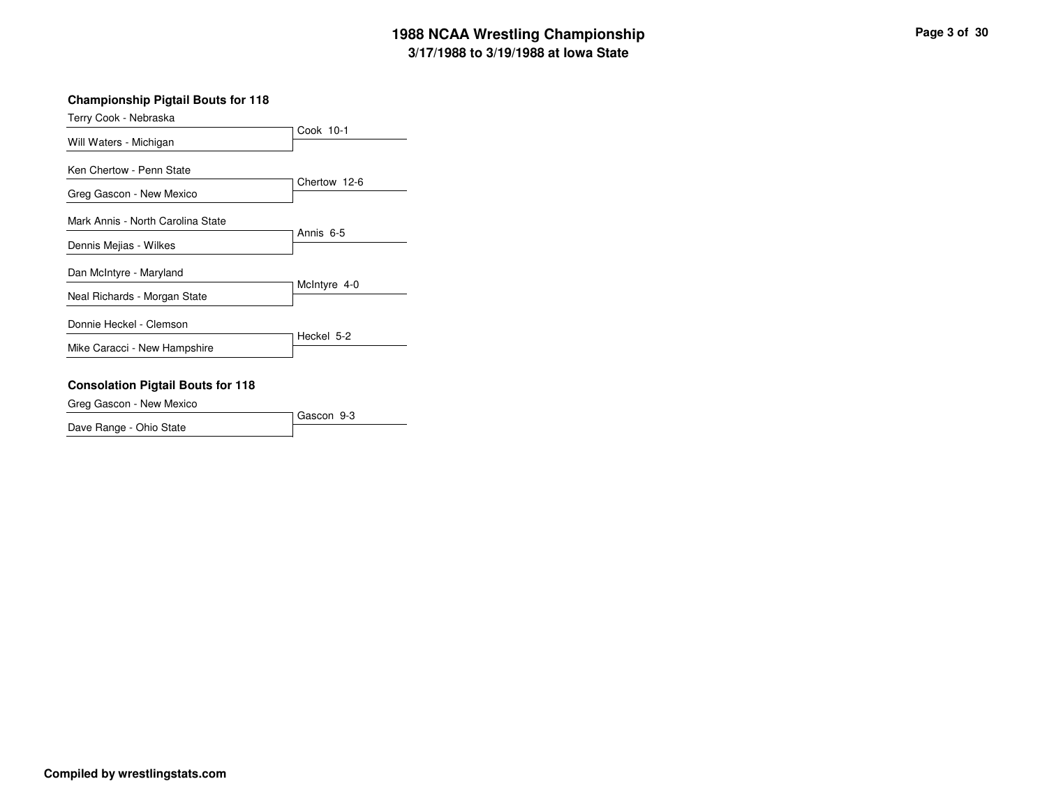# 1988 NCAA Wrestling Championship

## 3/17/1988 to 3/19/1988 at Iowa State

### Championship Pigtail Bouts for 118

| Wrestler 1 | Wrestler 2 | Result |
|---|---|---|
| Terry Cook - Nebraska | Will Waters - Michigan | Cook 10-1 |
| Ken Chertow - Penn State | Greg Gascon - New Mexico | Chertow 12-6 |
| Mark Annis - North Carolina State | Dennis Mejias - Wilkes | Annis 6-5 |
| Dan McIntyre - Maryland | Neal Richards - Morgan State | McIntyre 4-0 |
| Donnie Heckel - Clemson | Mike Caracci - New Hampshire | Heckel 5-2 |

### Consolation Pigtail Bouts for 118

| Wrestler 1 | Wrestler 2 | Result |
|---|---|---|
| Greg Gascon - New Mexico | Dave Range - Ohio State | Gascon 9-3 |

**Compiled by wrestlingstats.com**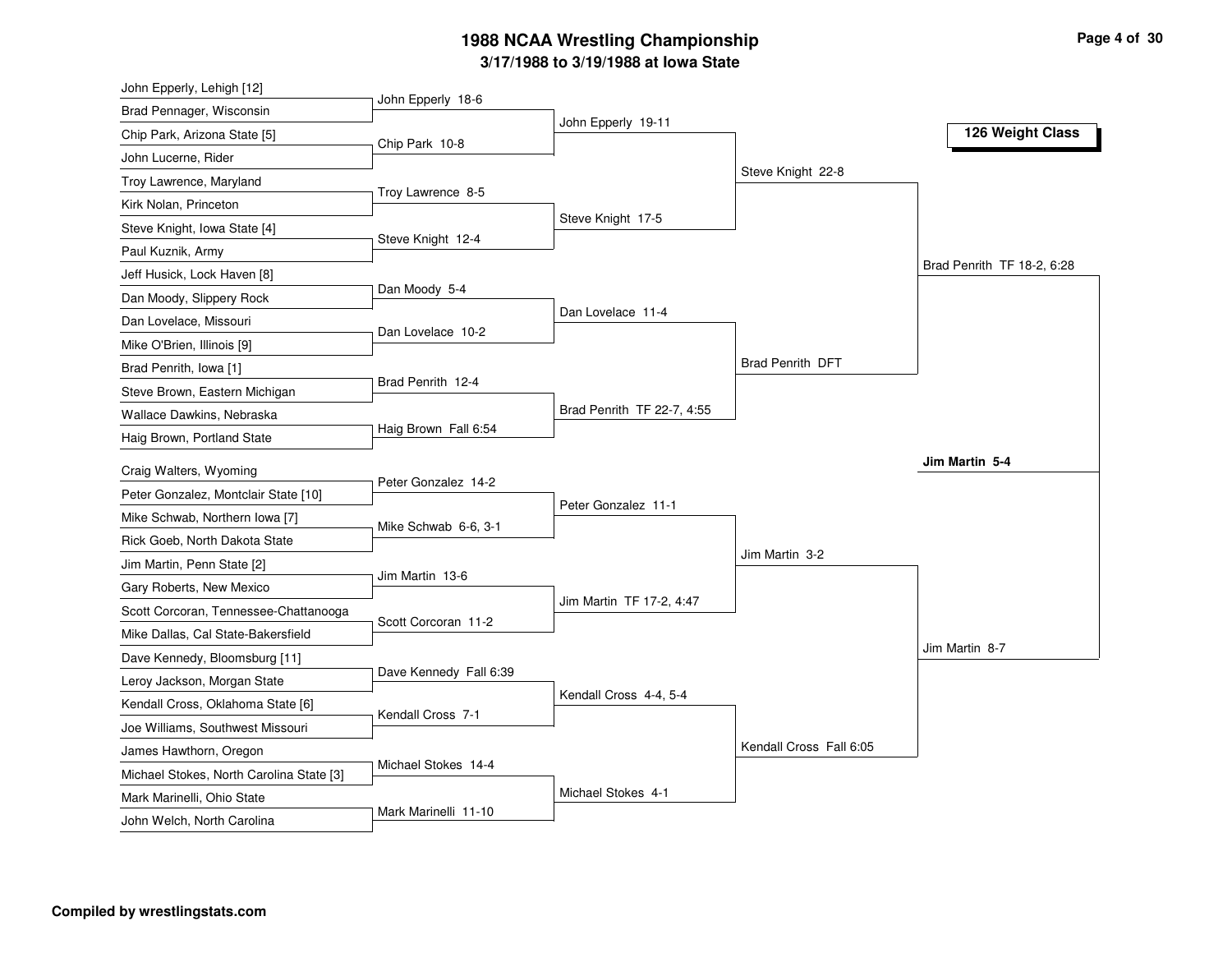# 1988 NCAA Wrestling Championship

### 3/17/1988 to 3/19/1988 at Iowa State

## 126 Weight Class

### First Round

| Wrestler 1 | Wrestler 2 | Result |
| --- | --- | --- |
| John Epperly, Lehigh [12] | Brad Pennager, Wisconsin | John Epperly 18-6 |
| Chip Park, Arizona State [5] | John Lucerne, Rider | Chip Park 10-8 |
| Troy Lawrence, Maryland | Kirk Nolan, Princeton | Troy Lawrence 8-5 |
| Steve Knight, Iowa State [4] | Paul Kuznik, Army | Steve Knight 12-4 |
| Jeff Husick, Lock Haven [8] | Dan Moody, Slippery Rock | Dan Moody 5-4 |
| Dan Lovelace, Missouri | Mike O'Brien, Illinois [9] | Dan Lovelace 10-2 |
| Brad Penrith, Iowa [1] | Steve Brown, Eastern Michigan | Brad Penrith 12-4 |
| Wallace Dawkins, Nebraska | Haig Brown, Portland State | Haig Brown Fall 6:54 |
| Craig Walters, Wyoming | Peter Gonzalez, Montclair State [10] | Peter Gonzalez 14-2 |
| Mike Schwab, Northern Iowa [7] | Rick Goeb, North Dakota State | Mike Schwab 6-6, 3-1 |
| Jim Martin, Penn State [2] | Gary Roberts, New Mexico | Jim Martin 13-6 |
| Scott Corcoran, Tennessee-Chattanooga | Mike Dallas, Cal State-Bakersfield | Scott Corcoran 11-2 |
| Dave Kennedy, Bloomsburg [11] | Leroy Jackson, Morgan State | Dave Kennedy Fall 6:39 |
| Kendall Cross, Oklahoma State [6] | Joe Williams, Southwest Missouri | Kendall Cross 7-1 |
| James Hawthorn, Oregon | Michael Stokes, North Carolina State [3] | Michael Stokes 14-4 |
| Mark Marinelli, Ohio State | John Welch, North Carolina | Mark Marinelli 11-10 |

### Second Round

| Result |
| --- |
| John Epperly 19-11 |
| Steve Knight 17-5 |
| Dan Lovelace 11-4 |
| Brad Penrith TF 22-7, 4:55 |
| Peter Gonzalez 11-1 |
| Jim Martin TF 17-2, 4:47 |
| Kendall Cross 4-4, 5-4 |
| Michael Stokes 4-1 |

### Quarterfinals

| Result |
| --- |
| Steve Knight 22-8 |
| Brad Penrith DFT |
| Jim Martin 3-2 |
| Kendall Cross Fall 6:05 |

### Semifinals

| Result |
| --- |
| Brad Penrith TF 18-2, 6:28 |
| Jim Martin 8-7 |

### Final

**Jim Martin 5-4**

**Compiled by wrestlingstats.com**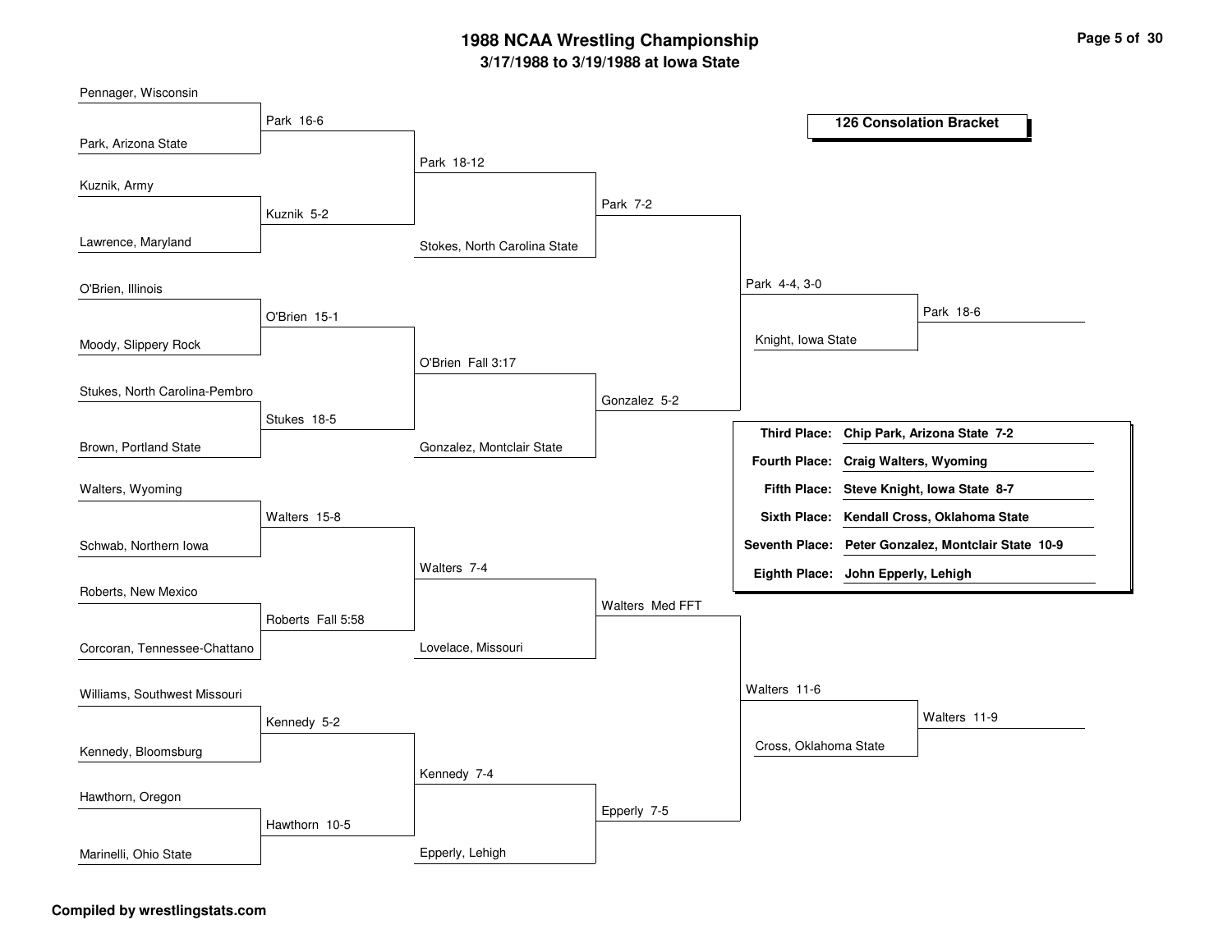# 1988 NCAA Wrestling Championship

## 3/17/1988 to 3/19/1988 at Iowa State

### 126 Consolation Bracket

**Round 1**

- Pennager, Wisconsin vs. Park, Arizona State — Park 16-6
- Kuznik, Army vs. Lawrence, Maryland — Kuznik 5-2
- O'Brien, Illinois vs. Moody, Slippery Rock — O'Brien 15-1
- Stukes, North Carolina-Pembro vs. Brown, Portland State — Stukes 18-5
- Walters, Wyoming vs. Schwab, Northern Iowa — Walters 15-8
- Roberts, New Mexico vs. Corcoran, Tennessee-Chattano — Roberts Fall 5:58
- Williams, Southwest Missouri vs. Kennedy, Bloomsburg — Kennedy 5-2
- Hawthorn, Oregon vs. Marinelli, Ohio State — Hawthorn 10-5

**Round 2**

- Park vs. Kuznik — Park 18-12
- O'Brien vs. Stukes — O'Brien Fall 3:17
- Walters vs. Roberts — Walters 7-4
- Kennedy vs. Hawthorn — Kennedy 7-4

**Round 3**

- Park vs. Stokes, North Carolina State — Park 7-2
- O'Brien vs. Gonzalez, Montclair State — Gonzalez 5-2
- Walters vs. Lovelace, Missouri — Walters Med FFT
- Kennedy vs. Epperly, Lehigh — Epperly 7-5

**Round 4**

- Park vs. Gonzalez — Park 4-4, 3-0
- Walters vs. Epperly — Walters 11-6

**Round 5**

- Park vs. Knight, Iowa State — Park 18-6
- Walters vs. Cross, Oklahoma State — Walters 11-9

| Place | Wrestler |
| --- | --- |
| Third Place: | Chip Park, Arizona State 7-2 |
| Fourth Place: | Craig Walters, Wyoming |
| Fifth Place: | Steve Knight, Iowa State 8-7 |
| Sixth Place: | Kendall Cross, Oklahoma State |
| Seventh Place: | Peter Gonzalez, Montclair State 10-9 |
| Eighth Place: | John Epperly, Lehigh |

**Compiled by wrestlingstats.com**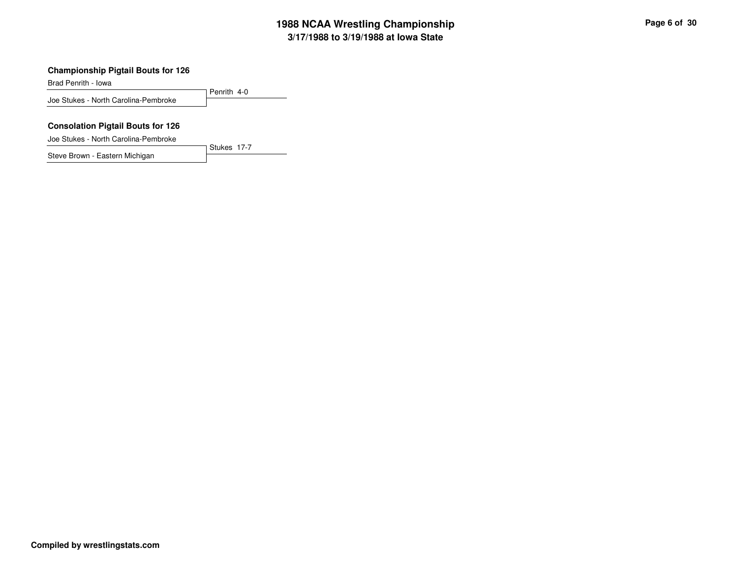### Championship Pigtail Bouts for 126

Brad Penrith - Iowa

Joe Stukes - North Carolina-Pembroke

Penrith 4-0

### Consolation Pigtail Bouts for 126

Joe Stukes - North Carolina-Pembroke

Steve Brown - Eastern Michigan

Stukes 17-7

**Compiled by wrestlingstats.com**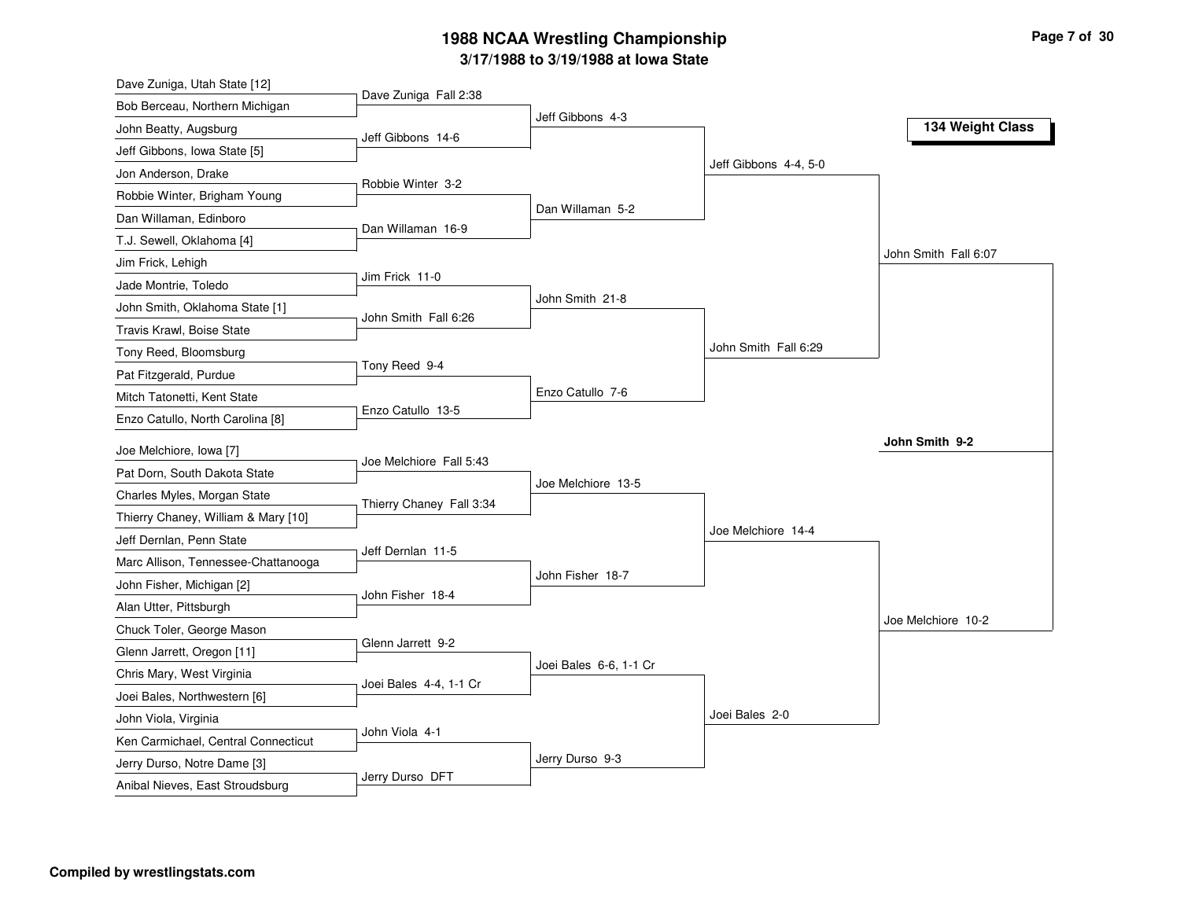# 1988 NCAA Wrestling Championship

### 3/17/1988 to 3/19/1988 at Iowa State

**134 Weight Class**

## First Round

| Wrestler | Wrestler | Winner |
|---|---|---|
| Dave Zuniga, Utah State [12] | Bob Berceau, Northern Michigan | Dave Zuniga Fall 2:38 |
| John Beatty, Augsburg | Jeff Gibbons, Iowa State [5] | Jeff Gibbons 14-6 |
| Jon Anderson, Drake | Robbie Winter, Brigham Young | Robbie Winter 3-2 |
| Dan Willaman, Edinboro | T.J. Sewell, Oklahoma [4] | Dan Willaman 16-9 |
| Jim Frick, Lehigh | Jade Montrie, Toledo | Jim Frick 11-0 |
| John Smith, Oklahoma State [1] | Travis Krawl, Boise State | John Smith Fall 6:26 |
| Tony Reed, Bloomsburg | Pat Fitzgerald, Purdue | Tony Reed 9-4 |
| Mitch Tatonetti, Kent State | Enzo Catullo, North Carolina [8] | Enzo Catullo 13-5 |
| Joe Melchiore, Iowa [7] | Pat Dorn, South Dakota State | Joe Melchiore Fall 5:43 |
| Charles Myles, Morgan State | Thierry Chaney, William & Mary [10] | Thierry Chaney Fall 3:34 |
| Jeff Dernlan, Penn State | Marc Allison, Tennessee-Chattanooga | Jeff Dernlan 11-5 |
| John Fisher, Michigan [2] | Alan Utter, Pittsburgh | John Fisher 18-4 |
| Chuck Toler, George Mason | Glenn Jarrett, Oregon [11] | Glenn Jarrett 9-2 |
| Chris Mary, West Virginia | Joei Bales, Northwestern [6] | Joei Bales 4-4, 1-1 Cr |
| John Viola, Virginia | Ken Carmichael, Central Connecticut | John Viola 4-1 |
| Jerry Durso, Notre Dame [3] | Anibal Nieves, East Stroudsburg | Jerry Durso DFT |

## Second Round

- Jeff Gibbons 4-3
- Dan Willaman 5-2
- John Smith 21-8
- Enzo Catullo 7-6
- Joe Melchiore 13-5
- John Fisher 18-7
- Joei Bales 6-6, 1-1 Cr
- Jerry Durso 9-3

## Quarterfinals

- Jeff Gibbons 4-4, 5-0
- John Smith Fall 6:29
- Joe Melchiore 14-4
- Joei Bales 2-0

## Semifinals

- John Smith Fall 6:07
- Joe Melchiore 10-2

## Final

**John Smith 9-2**

**Compiled by wrestlingstats.com**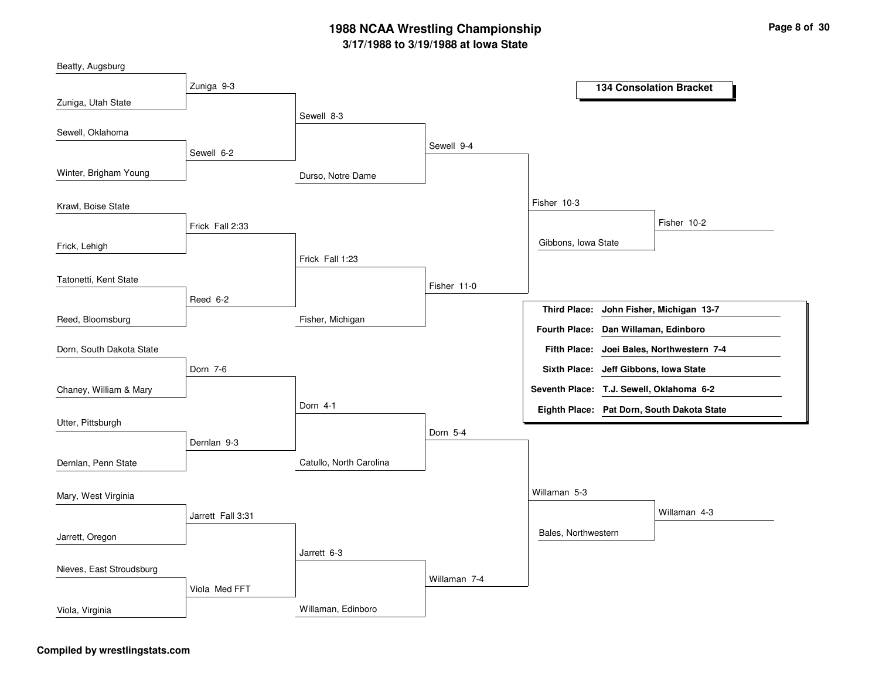# 1988 NCAA Wrestling Championship

**3/17/1988 to 3/19/1988 at Iowa State**

**134 Consolation Bracket**

### Round 1

| Wrestler A | Wrestler B | Result |
|---|---|---|
| Beatty, Augsburg | Zuniga, Utah State | Zuniga 9-3 |
| Sewell, Oklahoma | Winter, Brigham Young | Sewell 6-2 |
| Krawl, Boise State | Frick, Lehigh | Frick Fall 2:33 |
| Tatonetti, Kent State | Reed, Bloomsburg | Reed 6-2 |
| Dorn, South Dakota State | Chaney, William & Mary | Dorn 7-6 |
| Utter, Pittsburgh | Dernlan, Penn State | Dernlan 9-3 |
| Mary, West Virginia | Jarrett, Oregon | Jarrett Fall 3:31 |
| Nieves, East Stroudsburg | Viola, Virginia | Viola Med FFT |

### Round 2

| Wrestler A | Wrestler B | Result |
|---|---|---|
| Zuniga | Sewell | Sewell 8-3 |
| Frick | Reed | Frick Fall 1:23 |
| Dorn | Dernlan | Dorn 4-1 |
| Jarrett | Viola | Jarrett 6-3 |

### Round 3

| Wrestler A | Wrestler B | Result |
|---|---|---|
| Sewell | Durso, Notre Dame | Sewell 9-4 |
| Frick | Fisher, Michigan | Fisher 11-0 |
| Dorn | Catullo, North Carolina | Dorn 5-4 |
| Jarrett | Willaman, Edinboro | Willaman 7-4 |

### Round 4

| Wrestler A | Wrestler B | Result |
|---|---|---|
| Sewell | Fisher | Fisher 10-3 |
| Dorn | Willaman | Willaman 5-3 |

### Round 5

| Wrestler A | Wrestler B | Result |
|---|---|---|
| Fisher | Gibbons, Iowa State | Fisher 10-2 |
| Willaman | Bales, Northwestern | Willaman 4-3 |

### Final Placings

| Place | Wrestler |
|---|---|
| Third Place: | John Fisher, Michigan 13-7 |
| Fourth Place: | Dan Willaman, Edinboro |
| Fifth Place: | Joei Bales, Northwestern 7-4 |
| Sixth Place: | Jeff Gibbons, Iowa State |
| Seventh Place: | T.J. Sewell, Oklahoma 6-2 |
| Eighth Place: | Pat Dorn, South Dakota State |

**Compiled by wrestlingstats.com**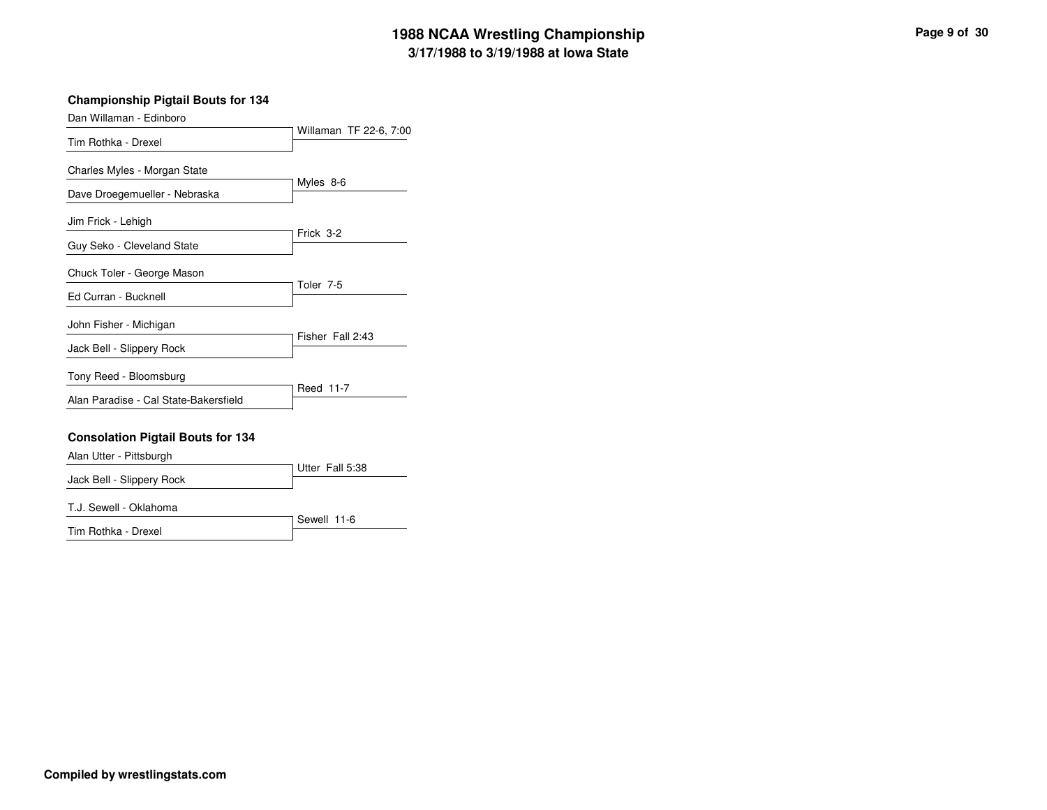# 1988 NCAA Wrestling Championship
## 3/17/1988 to 3/19/1988 at Iowa State

### Championship Pigtail Bouts for 134

| Wrestler 1 | Wrestler 2 | Result |
|---|---|---|
| Dan Willaman - Edinboro | Tim Rothka - Drexel | Willaman TF 22-6, 7:00 |
| Charles Myles - Morgan State | Dave Droegemueller - Nebraska | Myles 8-6 |
| Jim Frick - Lehigh | Guy Seko - Cleveland State | Frick 3-2 |
| Chuck Toler - George Mason | Ed Curran - Bucknell | Toler 7-5 |
| John Fisher - Michigan | Jack Bell - Slippery Rock | Fisher Fall 2:43 |
| Tony Reed - Bloomsburg | Alan Paradise - Cal State-Bakersfield | Reed 11-7 |

### Consolation Pigtail Bouts for 134

| Wrestler 1 | Wrestler 2 | Result |
|---|---|---|
| Alan Utter - Pittsburgh | Jack Bell - Slippery Rock | Utter Fall 5:38 |
| T.J. Sewell - Oklahoma | Tim Rothka - Drexel | Sewell 11-6 |

**Compiled by wrestlingstats.com**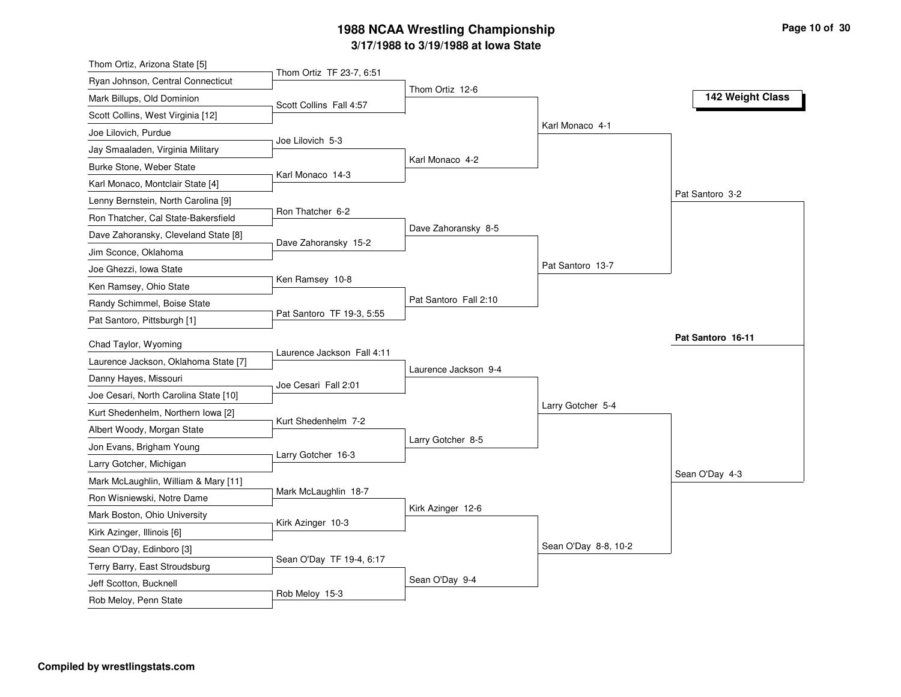# 1988 NCAA Wrestling Championship

## 3/17/1988 to 3/19/1988 at Iowa State

### 142 Weight Class

**First Round**

- Thom Ortiz, Arizona State [5] vs. Ryan Johnson, Central Connecticut — Thom Ortiz TF 23-7, 6:51
- Mark Billups, Old Dominion vs. Scott Collins, West Virginia [12] — Scott Collins Fall 4:57
- Joe Lilovich, Purdue vs. Jay Smaaladen, Virginia Military — Joe Lilovich 5-3
- Burke Stone, Weber State vs. Karl Monaco, Montclair State [4] — Karl Monaco 14-3
- Lenny Bernstein, North Carolina [9] vs. Ron Thatcher, Cal State-Bakersfield — Ron Thatcher 6-2
- Dave Zahoransky, Cleveland State [8] vs. Jim Sconce, Oklahoma — Dave Zahoransky 15-2
- Joe Ghezzi, Iowa State vs. Ken Ramsey, Ohio State — Ken Ramsey 10-8
- Randy Schimmel, Boise State vs. Pat Santoro, Pittsburgh [1] — Pat Santoro TF 19-3, 5:55
- Chad Taylor, Wyoming vs. Laurence Jackson, Oklahoma State [7] — Laurence Jackson Fall 4:11
- Danny Hayes, Missouri vs. Joe Cesari, North Carolina State [10] — Joe Cesari Fall 2:01
- Kurt Shedenhelm, Northern Iowa [2] vs. Albert Woody, Morgan State — Kurt Shedenhelm 7-2
- Jon Evans, Brigham Young vs. Larry Gotcher, Michigan — Larry Gotcher 16-3
- Mark McLaughlin, William & Mary [11] vs. Ron Wisniewski, Notre Dame — Mark McLaughlin 18-7
- Mark Boston, Ohio University vs. Kirk Azinger, Illinois [6] — Kirk Azinger 10-3
- Sean O'Day, Edinboro [3] vs. Terry Barry, East Stroudsburg — Sean O'Day TF 19-4, 6:17
- Jeff Scotton, Bucknell vs. Rob Meloy, Penn State — Rob Meloy 15-3

**Second Round**

- Thom Ortiz 12-6
- Karl Monaco 4-2
- Dave Zahoransky 8-5
- Pat Santoro Fall 2:10
- Laurence Jackson 9-4
- Larry Gotcher 8-5
- Kirk Azinger 12-6
- Sean O'Day 9-4

**Quarterfinals**

- Karl Monaco 4-1
- Pat Santoro 13-7
- Larry Gotcher 5-4
- Sean O'Day 8-8, 10-2

**Semifinals**

- Pat Santoro 3-2
- Sean O'Day 4-3

**Final**

- **Pat Santoro 16-11**

**Compiled by wrestlingstats.com**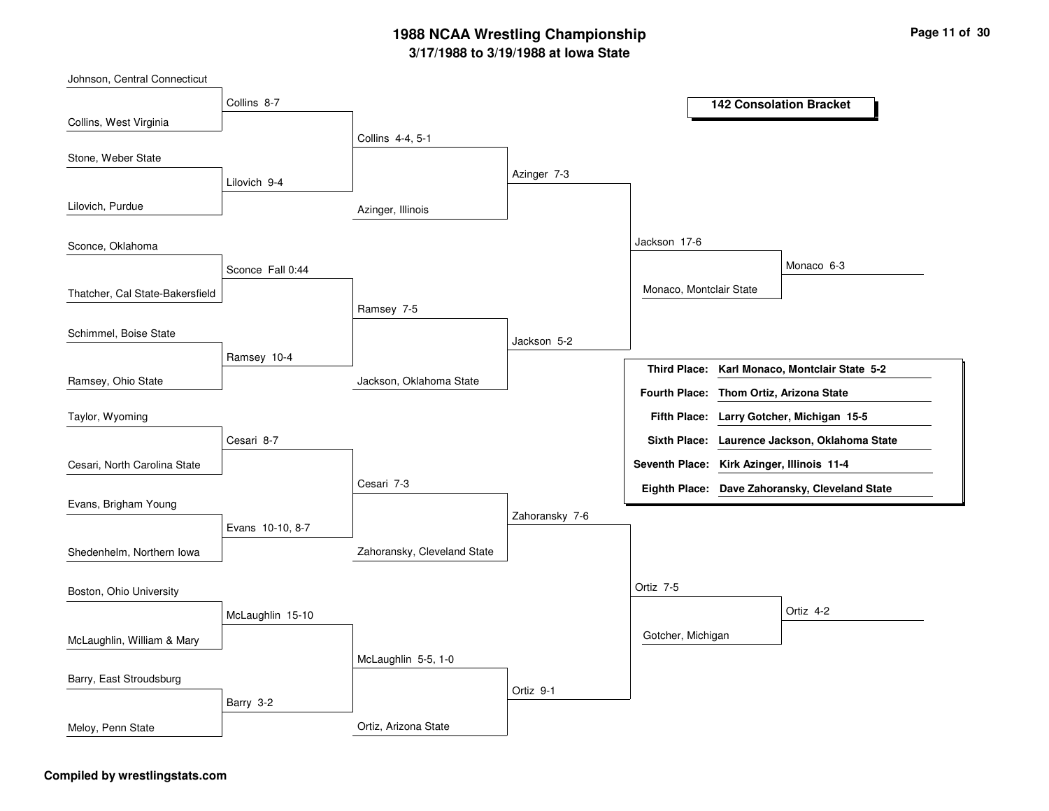# 1988 NCAA Wrestling Championship

## 3/17/1988 to 3/19/1988 at Iowa State

### 142 Consolation Bracket

**Round 1**

| Wrestler A | Wrestler B | Winner |
|---|---|---|
| Johnson, Central Connecticut | Collins, West Virginia | Collins 8-7 |
| Stone, Weber State | Lilovich, Purdue | Lilovich 9-4 |
| Sconce, Oklahoma | Thatcher, Cal State-Bakersfield | Sconce Fall 0:44 |
| Schimmel, Boise State | Ramsey, Ohio State | Ramsey 10-4 |
| Taylor, Wyoming | Cesari, North Carolina State | Cesari 8-7 |
| Evans, Brigham Young | Shedenhelm, Northern Iowa | Evans 10-10, 8-7 |
| Boston, Ohio University | McLaughlin, William & Mary | McLaughlin 15-10 |
| Barry, East Stroudsburg | Meloy, Penn State | Barry 3-2 |

**Round 2**

| Wrestler A | Wrestler B | Winner |
|---|---|---|
| Collins | Lilovich | Collins 4-4, 5-1 |
| Sconce | Ramsey | Ramsey 7-5 |
| Cesari | Evans | Cesari 7-3 |
| McLaughlin | Barry | McLaughlin 5-5, 1-0 |

**Round 3**

| Wrestler A | Wrestler B | Winner |
|---|---|---|
| Collins | Azinger, Illinois | Azinger 7-3 |
| Ramsey | Jackson, Oklahoma State | Jackson 5-2 |
| Cesari | Zahoransky, Cleveland State | Zahoransky 7-6 |
| McLaughlin | Ortiz, Arizona State | Ortiz 9-1 |

**Round 4**

| Wrestler A | Wrestler B | Winner |
|---|---|---|
| Azinger | Jackson | Jackson 17-6 |
| Zahoransky | Ortiz | Ortiz 7-5 |

**Round 5**

| Wrestler A | Wrestler B | Winner |
|---|---|---|
| Jackson | Monaco, Montclair State | Monaco 6-3 |
| Ortiz | Gotcher, Michigan | Ortiz 4-2 |

**Placings**

| Place | Wrestler |
|---|---|
| Third Place: | Karl Monaco, Montclair State 5-2 |
| Fourth Place: | Thom Ortiz, Arizona State |
| Fifth Place: | Larry Gotcher, Michigan 15-5 |
| Sixth Place: | Laurence Jackson, Oklahoma State |
| Seventh Place: | Kirk Azinger, Illinois 11-4 |
| Eighth Place: | Dave Zahoransky, Cleveland State |

**Compiled by wrestlingstats.com**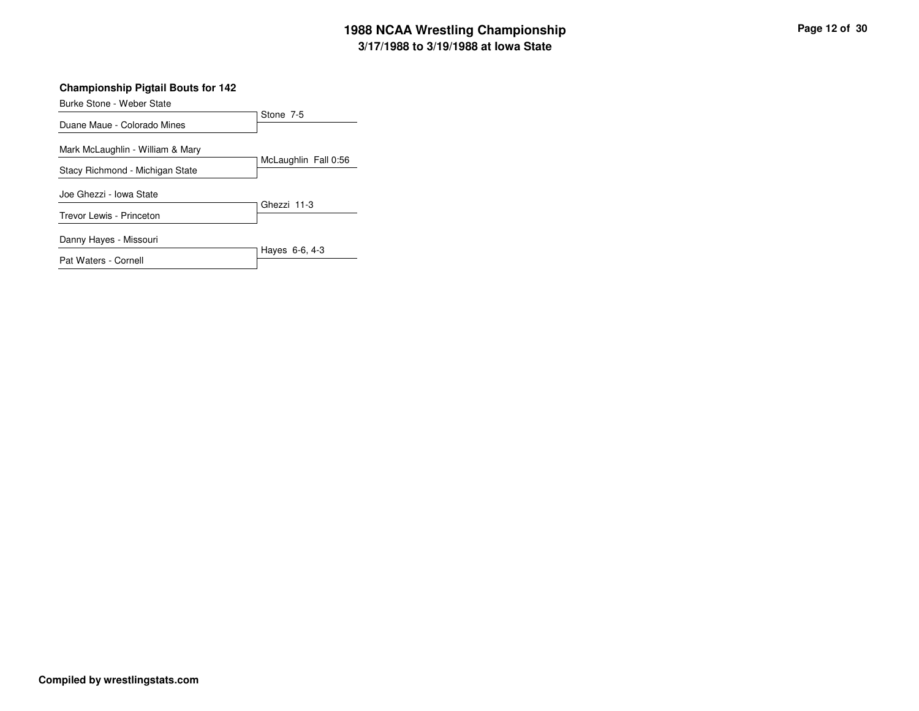**Championship Pigtail Bouts for 142**

| Wrestler | Result |
| --- | --- |
| Burke Stone - Weber State | Stone 7-5 |
| Duane Maue - Colorado Mines | |
| Mark McLaughlin - William & Mary | McLaughlin Fall 0:56 |
| Stacy Richmond - Michigan State | |
| Joe Ghezzi - Iowa State | Ghezzi 11-3 |
| Trevor Lewis - Princeton | |
| Danny Hayes - Missouri | Hayes 6-6, 4-3 |
| Pat Waters - Cornell | |

**Compiled by wrestlingstats.com**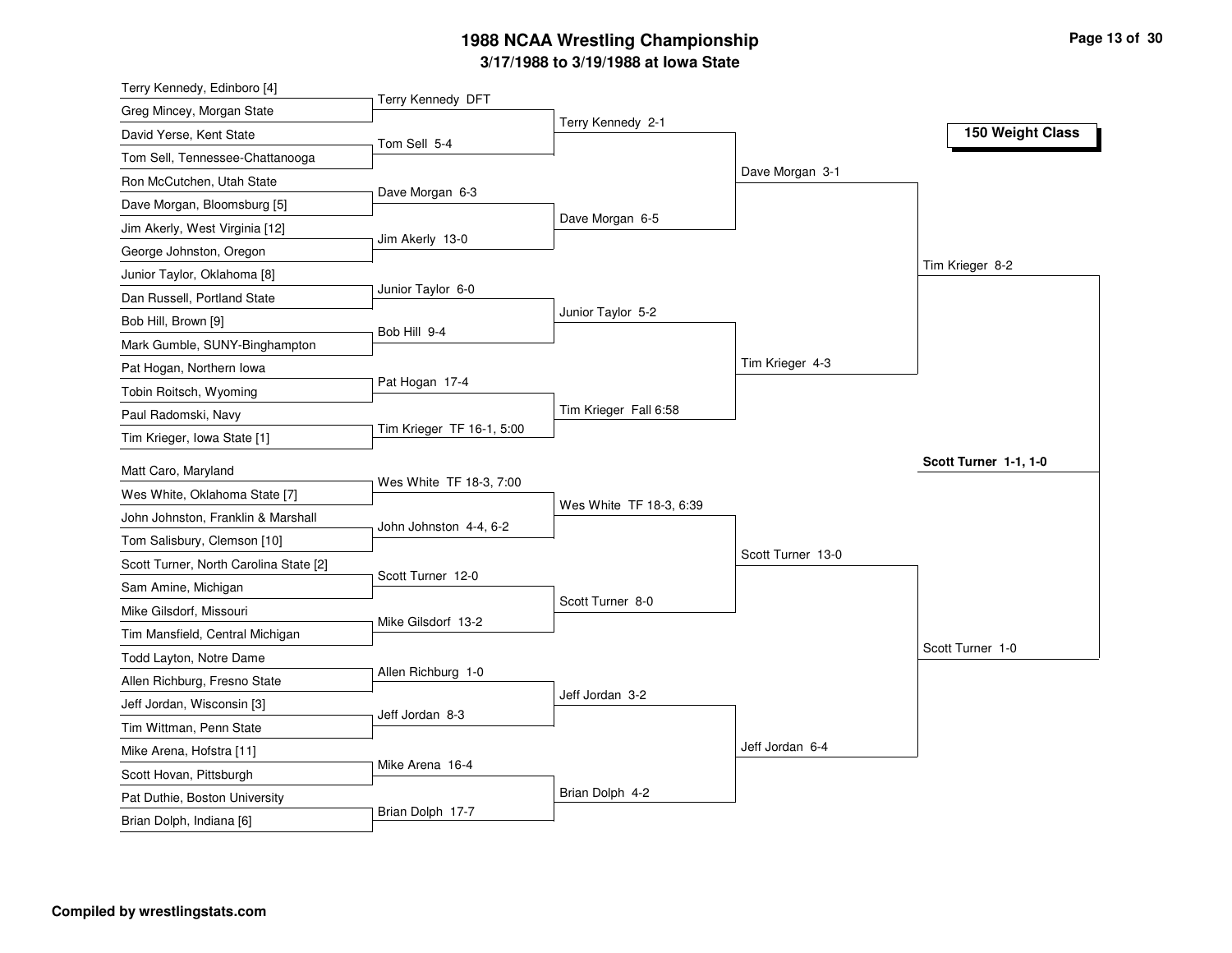# 1988 NCAA Wrestling Championship

**3/17/1988 to 3/19/1988 at Iowa State**

**150 Weight Class**

## First Round

- Terry Kennedy, Edinboro [4] vs. Greg Mincey, Morgan State — Terry Kennedy DFT
- David Yerse, Kent State vs. Tom Sell, Tennessee-Chattanooga — Tom Sell 5-4
- Ron McCutchen, Utah State vs. Dave Morgan, Bloomsburg [5] — Dave Morgan 6-3
- Jim Akerly, West Virginia [12] vs. George Johnston, Oregon — Jim Akerly 13-0
- Junior Taylor, Oklahoma [8] vs. Dan Russell, Portland State — Junior Taylor 6-0
- Bob Hill, Brown [9] vs. Mark Gumble, SUNY-Binghampton — Bob Hill 9-4
- Pat Hogan, Northern Iowa vs. Tobin Roitsch, Wyoming — Pat Hogan 17-4
- Paul Radomski, Navy vs. Tim Krieger, Iowa State [1] — Tim Krieger TF 16-1, 5:00
- Matt Caro, Maryland vs. Wes White, Oklahoma State [7] — Wes White TF 18-3, 7:00
- John Johnston, Franklin & Marshall vs. Tom Salisbury, Clemson [10] — John Johnston 4-4, 6-2
- Scott Turner, North Carolina State [2] vs. Sam Amine, Michigan — Scott Turner 12-0
- Mike Gilsdorf, Missouri vs. Tim Mansfield, Central Michigan — Mike Gilsdorf 13-2
- Todd Layton, Notre Dame vs. Allen Richburg, Fresno State — Allen Richburg 1-0
- Jeff Jordan, Wisconsin [3] vs. Tim Wittman, Penn State — Jeff Jordan 8-3
- Mike Arena, Hofstra [11] vs. Scott Hovan, Pittsburgh — Mike Arena 16-4
- Pat Duthie, Boston University vs. Brian Dolph, Indiana [6] — Brian Dolph 17-7

## Second Round

- Terry Kennedy 2-1
- Dave Morgan 6-5
- Junior Taylor 5-2
- Tim Krieger Fall 6:58
- Wes White TF 18-3, 6:39
- Scott Turner 8-0
- Jeff Jordan 3-2
- Brian Dolph 4-2

## Quarterfinals

- Dave Morgan 3-1
- Tim Krieger 4-3
- Scott Turner 13-0
- Jeff Jordan 6-4

## Semifinals

- Tim Krieger 8-2
- Scott Turner 1-0

## Final

**Scott Turner 1-1, 1-0**

**Compiled by wrestlingstats.com**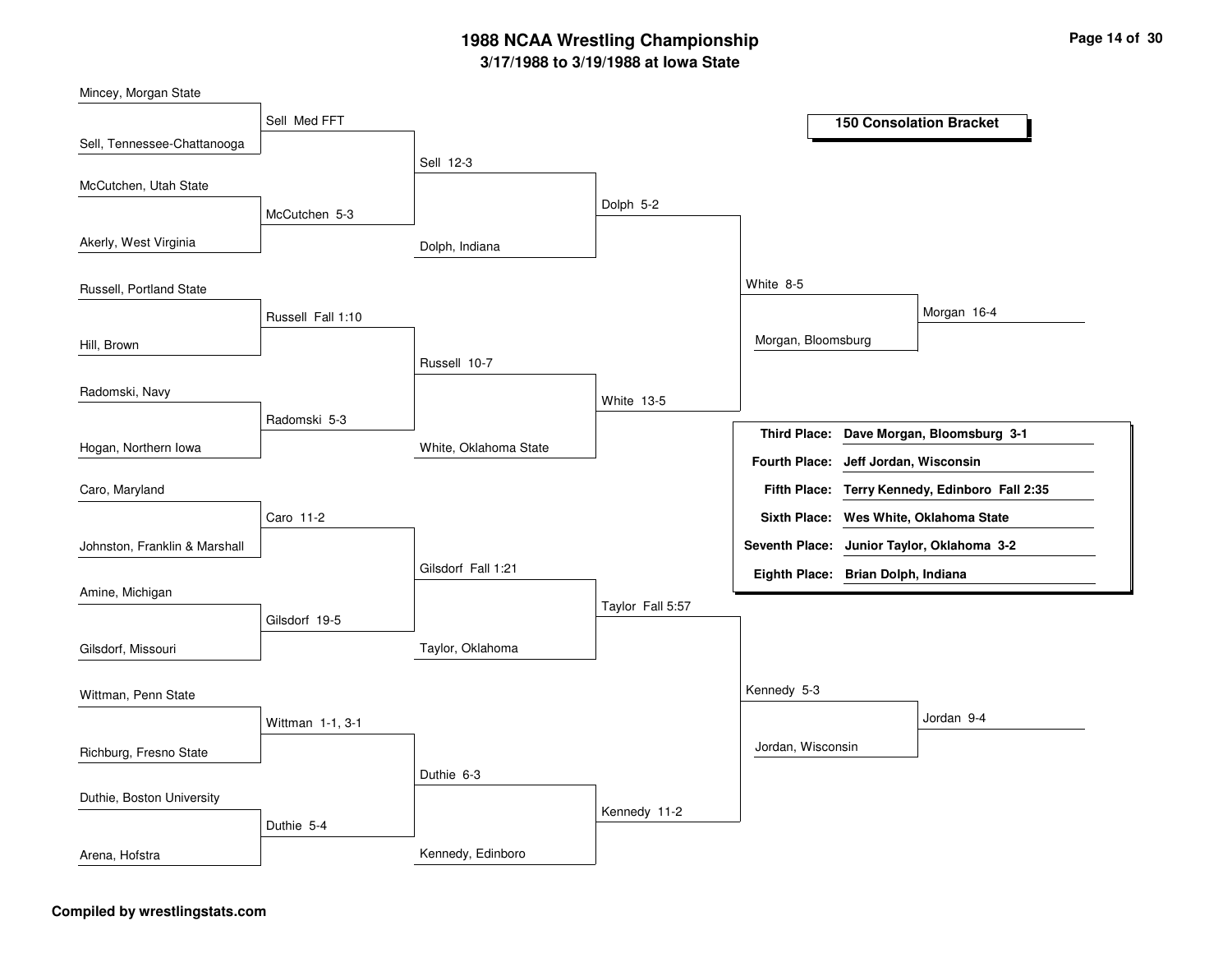# 1988 NCAA Wrestling Championship

## 3/17/1988 to 3/19/1988 at Iowa State

### 150 Consolation Bracket

**Round 1**

| Match | Wrestlers | Winner |
| --- | --- | --- |
| 1 | Mincey, Morgan State vs. Sell, Tennessee-Chattanooga | Sell Med FFT |
| 2 | McCutchen, Utah State vs. Akerly, West Virginia | McCutchen 5-3 |
| 3 | Russell, Portland State vs. Hill, Brown | Russell Fall 1:10 |
| 4 | Radomski, Navy vs. Hogan, Northern Iowa | Radomski 5-3 |
| 5 | Caro, Maryland vs. Johnston, Franklin & Marshall | Caro 11-2 |
| 6 | Amine, Michigan vs. Gilsdorf, Missouri | Gilsdorf 19-5 |
| 7 | Wittman, Penn State vs. Richburg, Fresno State | Wittman 1-1, 3-1 |
| 8 | Duthie, Boston University vs. Arena, Hofstra | Duthie 5-4 |

**Round 2**

| Match | Wrestlers | Winner |
| --- | --- | --- |
| 1 | Sell vs. McCutchen | Sell 12-3 |
| 2 | Russell vs. Radomski | Russell 10-7 |
| 3 | Caro vs. Gilsdorf | Gilsdorf Fall 1:21 |
| 4 | Wittman vs. Duthie | Duthie 6-3 |

**Round 3**

| Match | Wrestlers | Winner |
| --- | --- | --- |
| 1 | Sell vs. Dolph, Indiana | Dolph 5-2 |
| 2 | Russell vs. White, Oklahoma State | White 13-5 |
| 3 | Gilsdorf vs. Taylor, Oklahoma | Taylor Fall 5:57 |
| 4 | Duthie vs. Kennedy, Edinboro | Kennedy 11-2 |

**Round 4**

| Match | Wrestlers | Winner |
| --- | --- | --- |
| 1 | Dolph vs. White | White 8-5 |
| 2 | Taylor vs. Kennedy | Kennedy 5-3 |

**Round 5**

| Match | Wrestlers | Winner |
| --- | --- | --- |
| 1 | White vs. Morgan, Bloomsburg | Morgan 16-4 |
| 2 | Kennedy vs. Jordan, Wisconsin | Jordan 9-4 |

| Place | Wrestler |
| --- | --- |
| Third Place: | Dave Morgan, Bloomsburg 3-1 |
| Fourth Place: | Jeff Jordan, Wisconsin |
| Fifth Place: | Terry Kennedy, Edinboro Fall 2:35 |
| Sixth Place: | Wes White, Oklahoma State |
| Seventh Place: | Junior Taylor, Oklahoma 3-2 |
| Eighth Place: | Brian Dolph, Indiana |

**Compiled by wrestlingstats.com**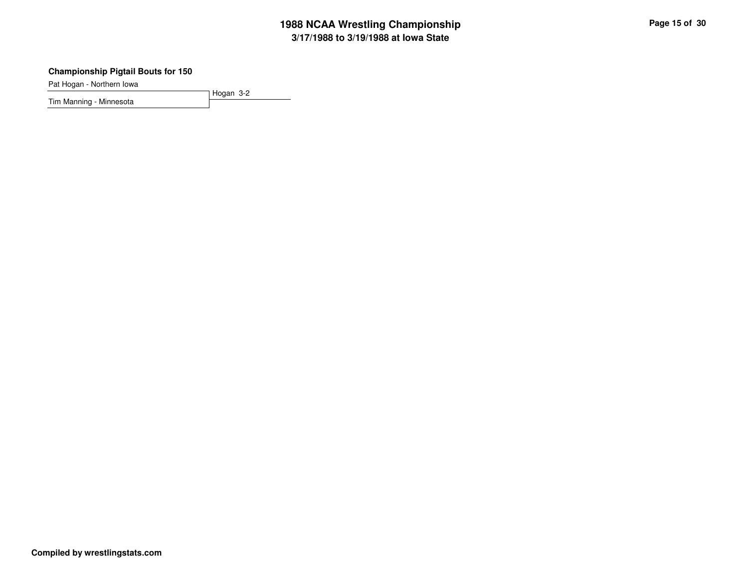### Championship Pigtail Bouts for 150

Pat Hogan - Northern Iowa

Tim Manning - Minnesota

Hogan 3-2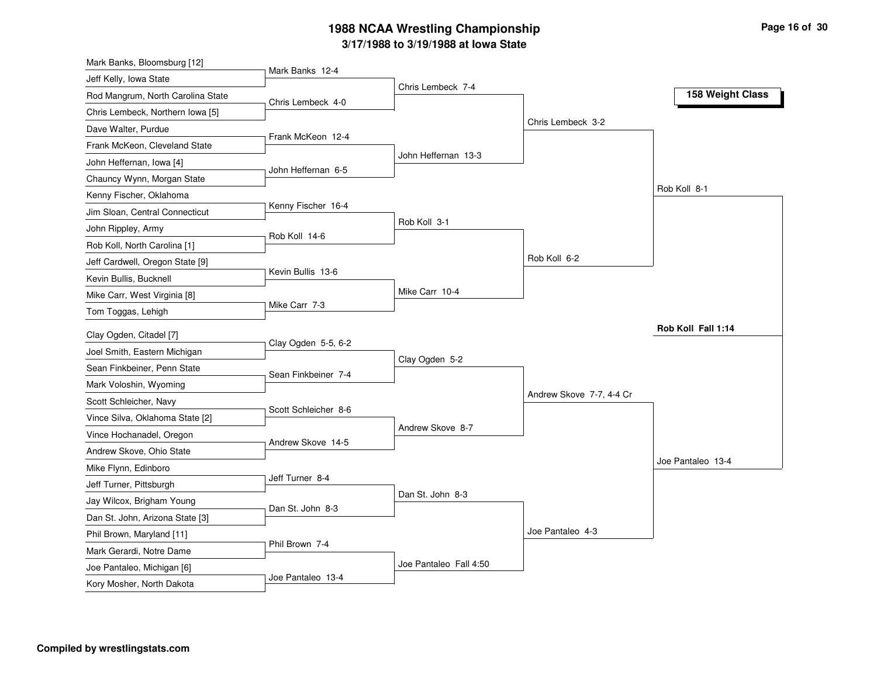# 1988 NCAA Wrestling Championship

**3/17/1988 to 3/19/1988 at Iowa State**

**158 Weight Class**

## First Round

| Wrestler 1 | Wrestler 2 | Result |
|---|---|---|
| Mark Banks, Bloomsburg [12] | Jeff Kelly, Iowa State | Mark Banks 12-4 |
| Rod Mangrum, North Carolina State | Chris Lembeck, Northern Iowa [5] | Chris Lembeck 4-0 |
| Dave Walter, Purdue | Frank McKeon, Cleveland State | Frank McKeon 12-4 |
| John Heffernan, Iowa [4] | Chauncy Wynn, Morgan State | John Heffernan 6-5 |
| Kenny Fischer, Oklahoma | Jim Sloan, Central Connecticut | Kenny Fischer 16-4 |
| John Rippley, Army | Rob Koll, North Carolina [1] | Rob Koll 14-6 |
| Jeff Cardwell, Oregon State [9] | Kevin Bullis, Bucknell | Kevin Bullis 13-6 |
| Mike Carr, West Virginia [8] | Tom Toggas, Lehigh | Mike Carr 7-3 |
| Clay Ogden, Citadel [7] | Joel Smith, Eastern Michigan | Clay Ogden 5-5, 6-2 |
| Sean Finkbeiner, Penn State | Mark Voloshin, Wyoming | Sean Finkbeiner 7-4 |
| Scott Schleicher, Navy | Vince Silva, Oklahoma State [2] | Scott Schleicher 8-6 |
| Vince Hochanadel, Oregon | Andrew Skove, Ohio State | Andrew Skove 14-5 |
| Mike Flynn, Edinboro | Jeff Turner, Pittsburgh | Jeff Turner 8-4 |
| Jay Wilcox, Brigham Young | Dan St. John, Arizona State [3] | Dan St. John 8-3 |
| Phil Brown, Maryland [11] | Mark Gerardi, Notre Dame | Phil Brown 7-4 |
| Joe Pantaleo, Michigan [6] | Kory Mosher, North Dakota | Joe Pantaleo 13-4 |

## Second Round

- Chris Lembeck 7-4
- John Heffernan 13-3
- Rob Koll 3-1
- Mike Carr 10-4
- Clay Ogden 5-2
- Andrew Skove 8-7
- Dan St. John 8-3
- Joe Pantaleo Fall 4:50

## Quarterfinals

- Chris Lembeck 3-2
- Rob Koll 6-2
- Andrew Skove 7-7, 4-4 Cr
- Joe Pantaleo 4-3

## Semifinals

- Rob Koll 8-1
- Joe Pantaleo 13-4

## Final

**Rob Koll Fall 1:14**

**Compiled by wrestlingstats.com**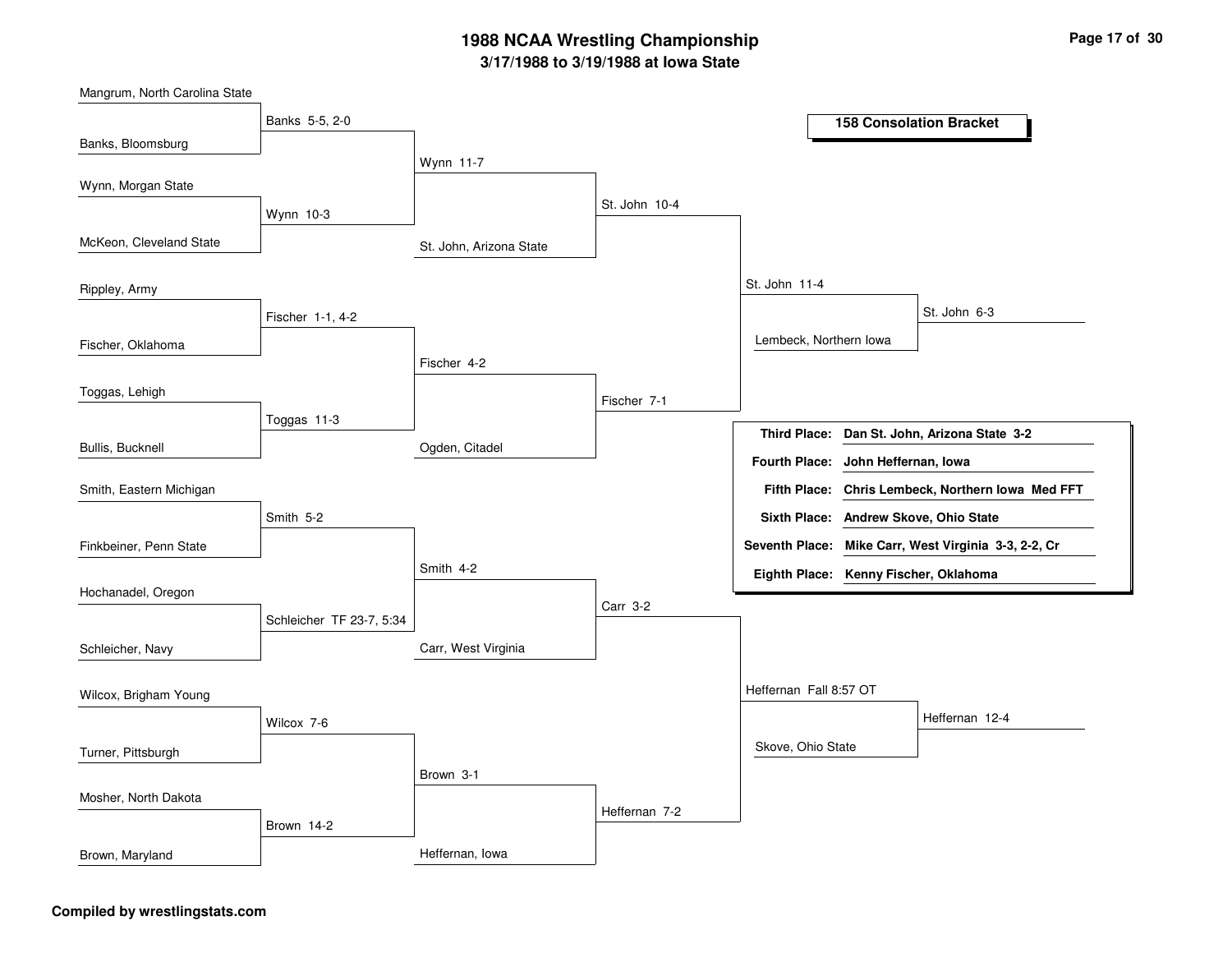# 1988 NCAA Wrestling Championship

### 3/17/1988 to 3/19/1988 at Iowa State

## 158 Consolation Bracket

### Round 1

| Wrestlers | Winner |
| --- | --- |
| Mangrum, North Carolina State vs. Banks, Bloomsburg | Banks 5-5, 2-0 |
| Wynn, Morgan State vs. McKeon, Cleveland State | Wynn 10-3 |
| Rippley, Army vs. Fischer, Oklahoma | Fischer 1-1, 4-2 |
| Toggas, Lehigh vs. Bullis, Bucknell | Toggas 11-3 |
| Smith, Eastern Michigan vs. Finkbeiner, Penn State | Smith 5-2 |
| Hochanadel, Oregon vs. Schleicher, Navy | Schleicher TF 23-7, 5:34 |
| Wilcox, Brigham Young vs. Turner, Pittsburgh | Wilcox 7-6 |
| Mosher, North Dakota vs. Brown, Maryland | Brown 14-2 |

### Round 2

| Wrestlers | Winner |
| --- | --- |
| Banks vs. Wynn | Wynn 11-7 |
| Fischer vs. Toggas | Fischer 4-2 |
| Smith vs. Schleicher | Smith 4-2 |
| Wilcox vs. Brown | Brown 3-1 |

### Round 3

| Wrestlers | Winner |
| --- | --- |
| Wynn vs. St. John, Arizona State | St. John 10-4 |
| Fischer vs. Ogden, Citadel | Fischer 7-1 |
| Smith vs. Carr, West Virginia | Carr 3-2 |
| Brown vs. Heffernan, Iowa | Heffernan 7-2 |

### Round 4

| Wrestlers | Winner |
| --- | --- |
| St. John vs. Fischer | St. John 11-4 |
| Carr vs. Heffernan | Heffernan Fall 8:57 OT |

### Round 5

| Wrestlers | Winner |
| --- | --- |
| St. John vs. Lembeck, Northern Iowa | St. John 6-3 |
| Heffernan vs. Skove, Ohio State | Heffernan 12-4 |

### Placings

| Place | Wrestler |
| --- | --- |
| Third Place: | **Dan St. John, Arizona State 3-2** |
| Fourth Place: | **John Heffernan, Iowa** |
| Fifth Place: | **Chris Lembeck, Northern Iowa Med FFT** |
| Sixth Place: | **Andrew Skove, Ohio State** |
| Seventh Place: | **Mike Carr, West Virginia 3-3, 2-2, Cr** |
| Eighth Place: | **Kenny Fischer, Oklahoma** |

**Compiled by wrestlingstats.com**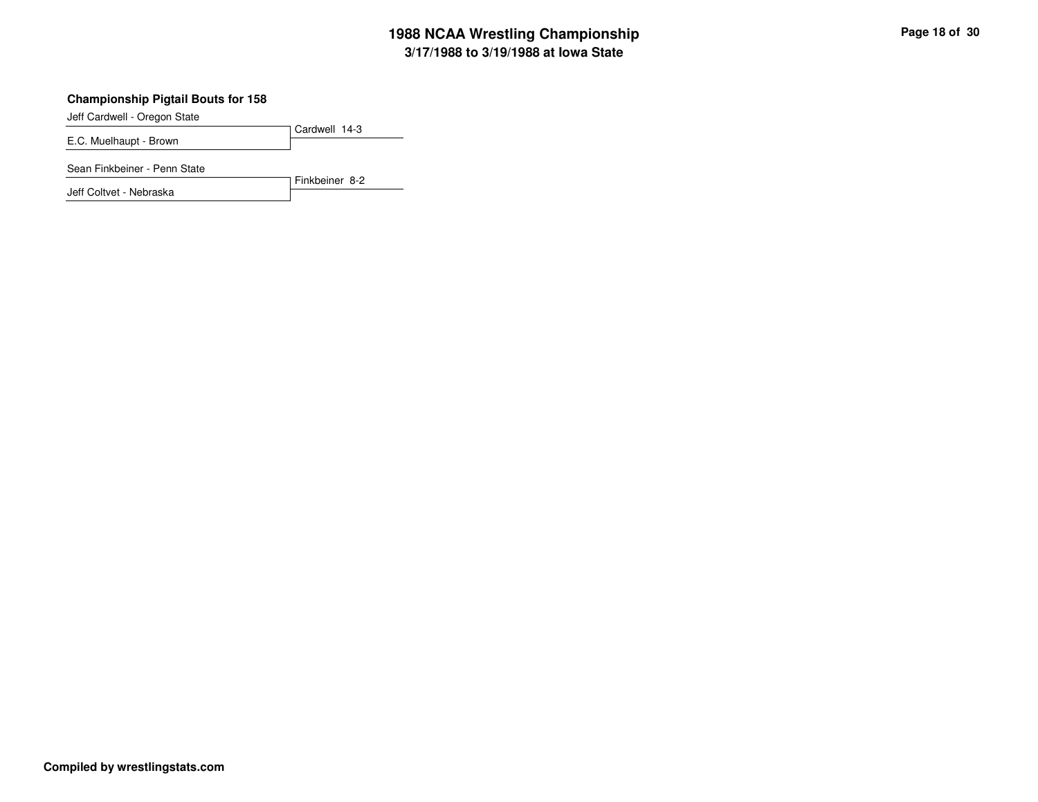### Championship Pigtail Bouts for 158

Jeff Cardwell - Oregon State

E.C. Muelhaupt - Brown

Cardwell 14-3

Sean Finkbeiner - Penn State

Jeff Coltvet - Nebraska

Finkbeiner 8-2

Compiled by wrestlingstats.com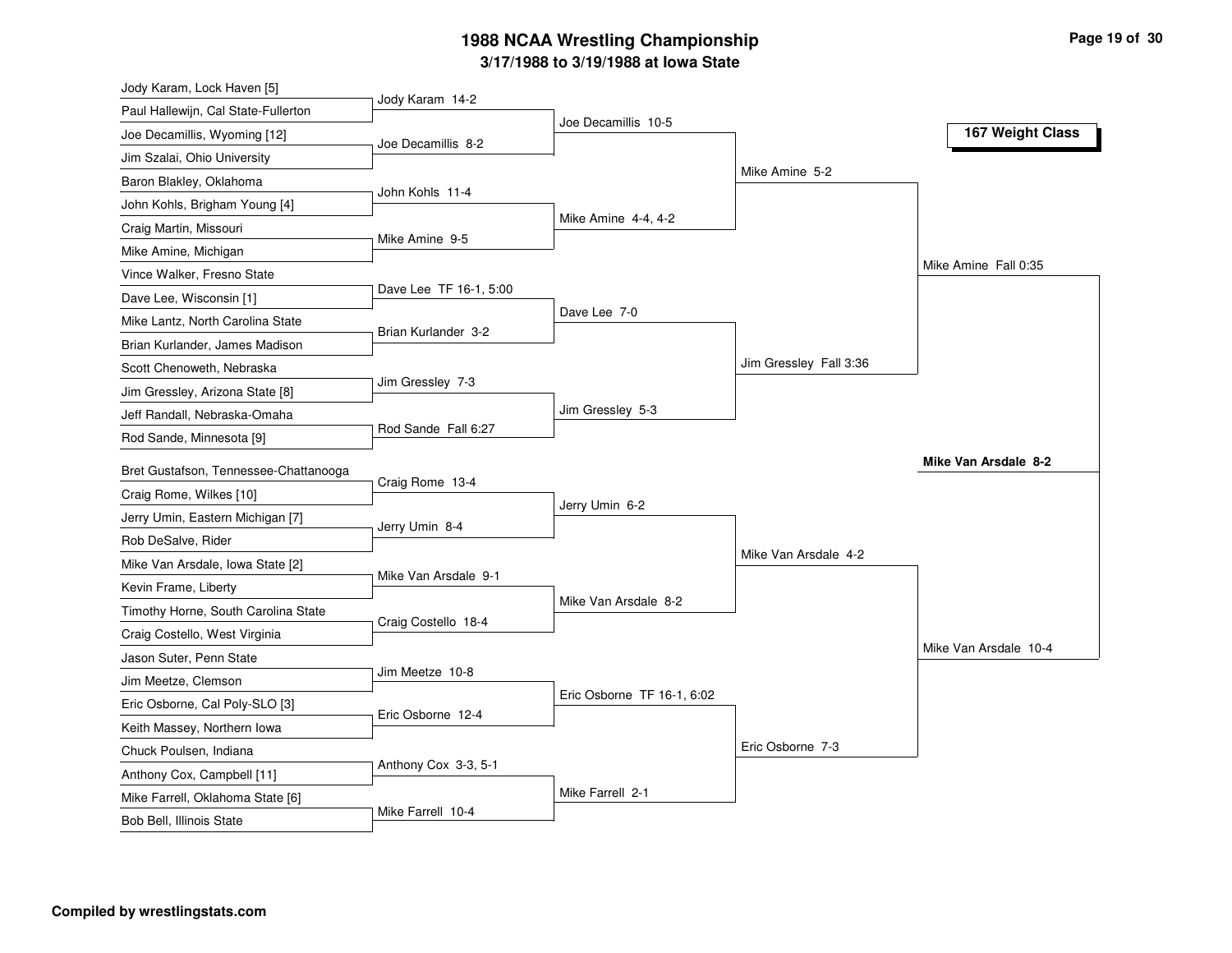# 1988 NCAA Wrestling Championship

**3/17/1988 to 3/19/1988 at Iowa State**

**167 Weight Class**

## First Round

| Wrestler 1 | Wrestler 2 | Result |
|---|---|---|
| Jody Karam, Lock Haven [5] | Paul Hallewijn, Cal State-Fullerton | Jody Karam 14-2 |
| Joe Decamillis, Wyoming [12] | Jim Szalai, Ohio University | Joe Decamillis 8-2 |
| Baron Blakley, Oklahoma | John Kohls, Brigham Young [4] | John Kohls 11-4 |
| Craig Martin, Missouri | Mike Amine, Michigan | Mike Amine 9-5 |
| Vince Walker, Fresno State | Dave Lee, Wisconsin [1] | Dave Lee TF 16-1, 5:00 |
| Mike Lantz, North Carolina State | Brian Kurlander, James Madison | Brian Kurlander 3-2 |
| Scott Chenoweth, Nebraska | Jim Gressley, Arizona State [8] | Jim Gressley 7-3 |
| Jeff Randall, Nebraska-Omaha | Rod Sande, Minnesota [9] | Rod Sande Fall 6:27 |
| Bret Gustafson, Tennessee-Chattanooga | Craig Rome, Wilkes [10] | Craig Rome 13-4 |
| Jerry Umin, Eastern Michigan [7] | Rob DeSalve, Rider | Jerry Umin 8-4 |
| Mike Van Arsdale, Iowa State [2] | Kevin Frame, Liberty | Mike Van Arsdale 9-1 |
| Timothy Horne, South Carolina State | Craig Costello, West Virginia | Craig Costello 18-4 |
| Jason Suter, Penn State | Jim Meetze, Clemson | Jim Meetze 10-8 |
| Eric Osborne, Cal Poly-SLO [3] | Keith Massey, Northern Iowa | Eric Osborne 12-4 |
| Chuck Poulsen, Indiana | Anthony Cox, Campbell [11] | Anthony Cox 3-3, 5-1 |
| Mike Farrell, Oklahoma State [6] | Bob Bell, Illinois State | Mike Farrell 10-4 |

## Second Round

- Joe Decamillis 10-5
- Mike Amine 4-4, 4-2
- Dave Lee 7-0
- Jim Gressley 5-3
- Jerry Umin 6-2
- Mike Van Arsdale 8-2
- Eric Osborne TF 16-1, 6:02
- Mike Farrell 2-1

## Quarterfinals

- Mike Amine 5-2
- Jim Gressley Fall 3:36
- Mike Van Arsdale 4-2
- Eric Osborne 7-3

## Semifinals

- Mike Amine Fall 0:35
- Mike Van Arsdale 10-4

## Final

**Mike Van Arsdale 8-2**

**Compiled by wrestlingstats.com**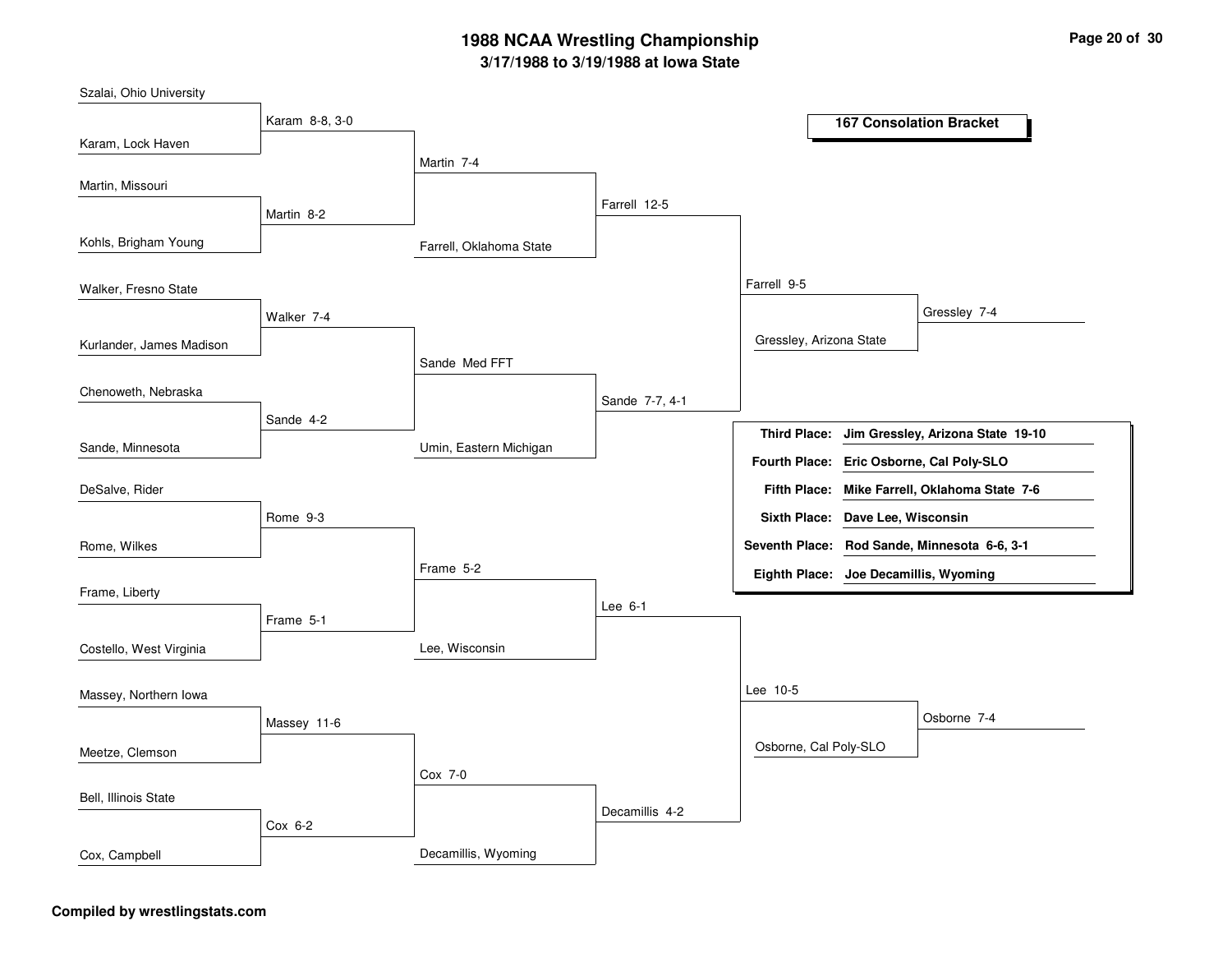# 1988 NCAA Wrestling Championship

**3/17/1988 to 3/19/1988 at Iowa State**

## 167 Consolation Bracket

| First Round | Second Round | Third Round | Quarterfinals | Semifinals | Final |
|---|---|---|---|---|---|
| Szalai, Ohio University | | | | | |
| Karam, Lock Haven | Karam 8-8, 3-0 | | | | |
| Martin, Missouri | | Martin 7-4 | | | |
| Kohls, Brigham Young | Martin 8-2 | Farrell, Oklahoma State | Farrell 12-5 | | |
| Walker, Fresno State | | | | Farrell 9-5 | |
| Kurlander, James Madison | Walker 7-4 | | | Gressley, Arizona State | Gressley 7-4 |
| Chenoweth, Nebraska | | Sande Med FFT | | | |
| Sande, Minnesota | Sande 4-2 | Umin, Eastern Michigan | Sande 7-7, 4-1 | | |
| DeSalve, Rider | | | | | |
| Rome, Wilkes | Rome 9-3 | | | | |
| Frame, Liberty | | Frame 5-2 | | | |
| Costello, West Virginia | Frame 5-1 | Lee, Wisconsin | Lee 6-1 | | |
| Massey, Northern Iowa | | | | Lee 10-5 | |
| Meetze, Clemson | Massey 11-6 | | | Osborne, Cal Poly-SLO | Osborne 7-4 |
| Bell, Illinois State | | Cox 7-0 | | | |
| Cox, Campbell | Cox 6-2 | Decamillis, Wyoming | Decamillis 4-2 | | |

| Place | Wrestler |
|---|---|
| **Third Place:** | **Jim Gressley, Arizona State 19-10** |
| **Fourth Place:** | **Eric Osborne, Cal Poly-SLO** |
| **Fifth Place:** | **Mike Farrell, Oklahoma State 7-6** |
| **Sixth Place:** | **Dave Lee, Wisconsin** |
| **Seventh Place:** | **Rod Sande, Minnesota 6-6, 3-1** |
| **Eighth Place:** | **Joe Decamillis, Wyoming** |

**Compiled by wrestlingstats.com**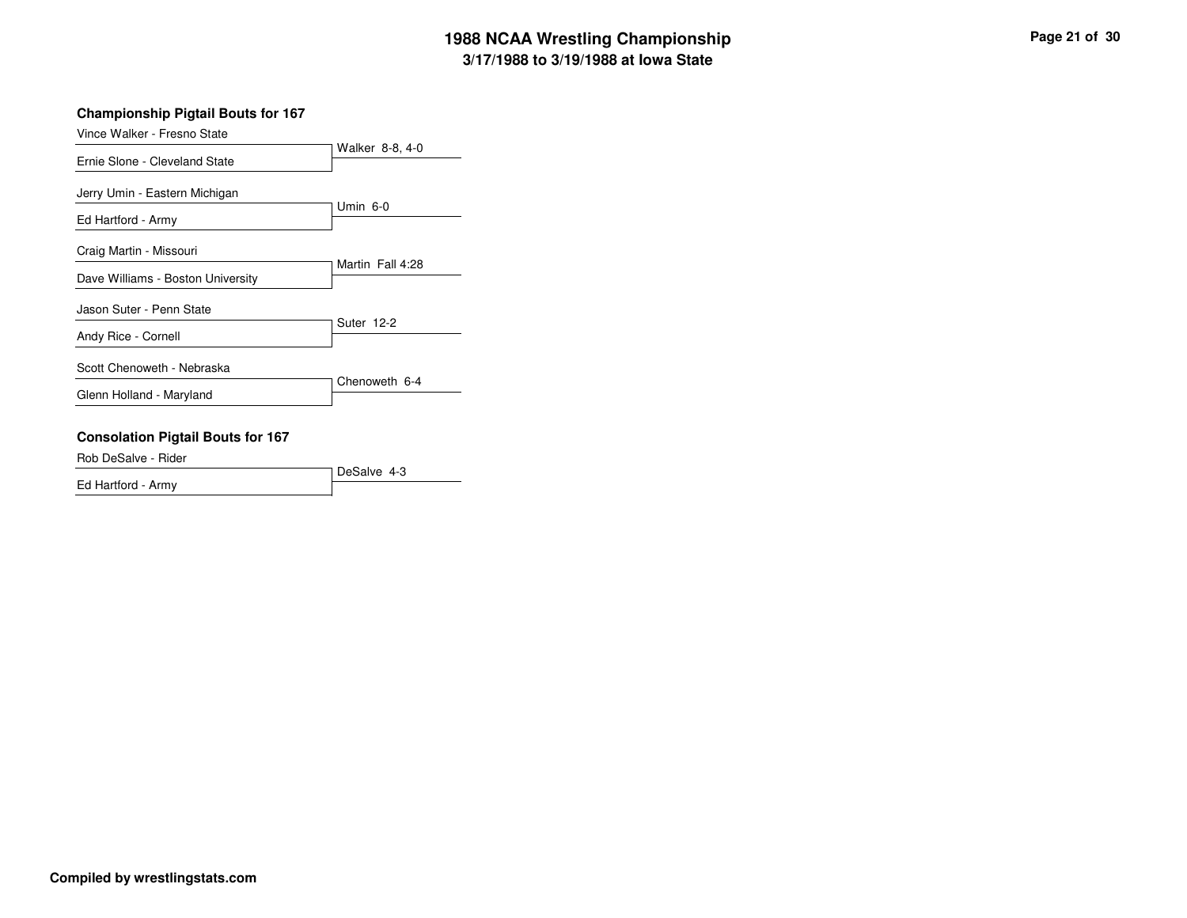## Championship Pigtail Bouts for 167

| Wrestler | Result |
| --- | --- |
| Vince Walker - Fresno State | Walker 8-8, 4-0 |
| Ernie Slone - Cleveland State | |
| Jerry Umin - Eastern Michigan | Umin 6-0 |
| Ed Hartford - Army | |
| Craig Martin - Missouri | Martin Fall 4:28 |
| Dave Williams - Boston University | |
| Jason Suter - Penn State | Suter 12-2 |
| Andy Rice - Cornell | |
| Scott Chenoweth - Nebraska | Chenoweth 6-4 |
| Glenn Holland - Maryland | |

## Consolation Pigtail Bouts for 167

| Wrestler | Result |
| --- | --- |
| Rob DeSalve - Rider | DeSalve 4-3 |
| Ed Hartford - Army | |

**Compiled by wrestlingstats.com**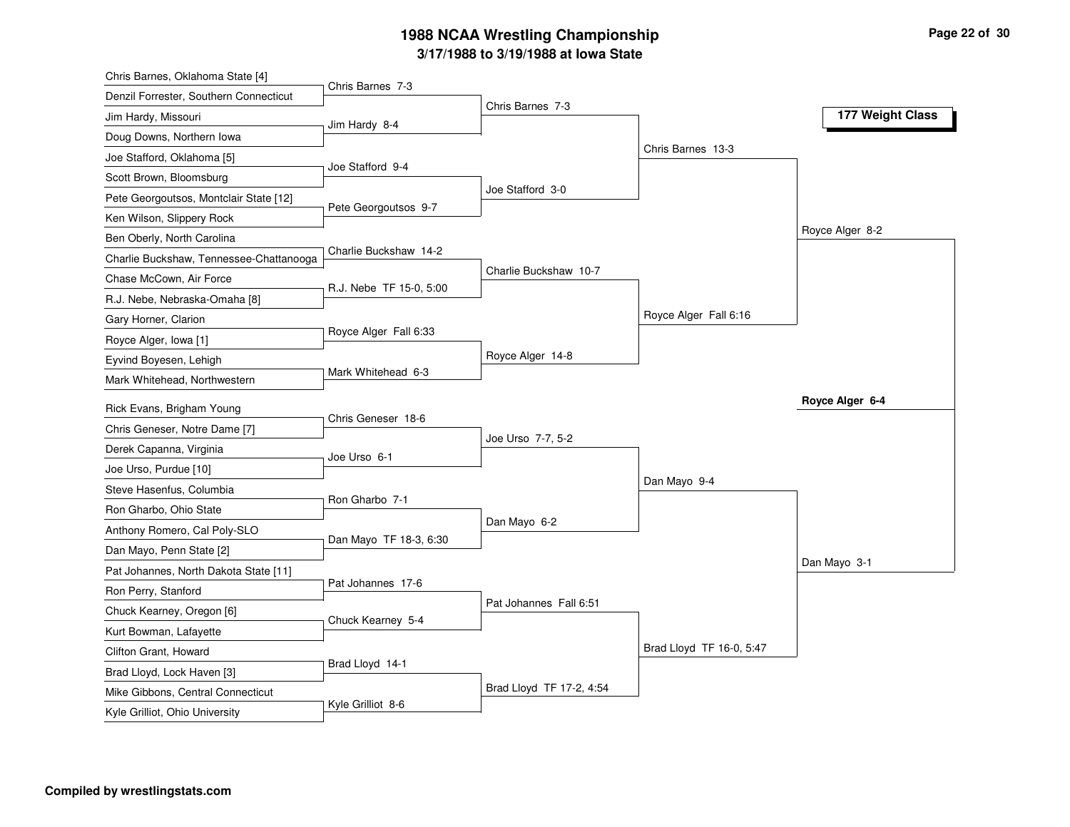# 1988 NCAA Wrestling Championship

## 3/17/1988 to 3/19/1988 at Iowa State

### 177 Weight Class

**First Round**

| Wrestler 1 | Wrestler 2 | Result |
|---|---|---|
| Chris Barnes, Oklahoma State [4] | Denzil Forrester, Southern Connecticut | Chris Barnes 7-3 |
| Jim Hardy, Missouri | Doug Downs, Northern Iowa | Jim Hardy 8-4 |
| Joe Stafford, Oklahoma [5] | Scott Brown, Bloomsburg | Joe Stafford 9-4 |
| Pete Georgoutsos, Montclair State [12] | Ken Wilson, Slippery Rock | Pete Georgoutsos 9-7 |
| Ben Oberly, North Carolina | Charlie Buckshaw, Tennessee-Chattanooga | Charlie Buckshaw 14-2 |
| Chase McCown, Air Force | R.J. Nebe, Nebraska-Omaha [8] | R.J. Nebe TF 15-0, 5:00 |
| Gary Horner, Clarion | Royce Alger, Iowa [1] | Royce Alger Fall 6:33 |
| Eyvind Boyesen, Lehigh | Mark Whitehead, Northwestern | Mark Whitehead 6-3 |
| Rick Evans, Brigham Young | Chris Geneser, Notre Dame [7] | Chris Geneser 18-6 |
| Derek Capanna, Virginia | Joe Urso, Purdue [10] | Joe Urso 6-1 |
| Steve Hasenfus, Columbia | Ron Gharbo, Ohio State | Ron Gharbo 7-1 |
| Anthony Romero, Cal Poly-SLO | Dan Mayo, Penn State [2] | Dan Mayo TF 18-3, 6:30 |
| Pat Johannes, North Dakota State [11] | Ron Perry, Stanford | Pat Johannes 17-6 |
| Chuck Kearney, Oregon [6] | Kurt Bowman, Lafayette | Chuck Kearney 5-4 |
| Clifton Grant, Howard | Brad Lloyd, Lock Haven [3] | Brad Lloyd 14-1 |
| Mike Gibbons, Central Connecticut | Kyle Grilliot, Ohio University | Kyle Grilliot 8-6 |

**Second Round**

- Chris Barnes 7-3
- Joe Stafford 3-0
- Charlie Buckshaw 10-7
- Royce Alger 14-8
- Joe Urso 7-7, 5-2
- Dan Mayo 6-2
- Pat Johannes Fall 6:51
- Brad Lloyd TF 17-2, 4:54

**Quarterfinals**

- Chris Barnes 13-3
- Royce Alger Fall 6:16
- Dan Mayo 9-4
- Brad Lloyd TF 16-0, 5:47

**Semifinals**

- Royce Alger 8-2
- Dan Mayo 3-1

**Final**

- **Royce Alger 6-4**

**Compiled by wrestlingstats.com**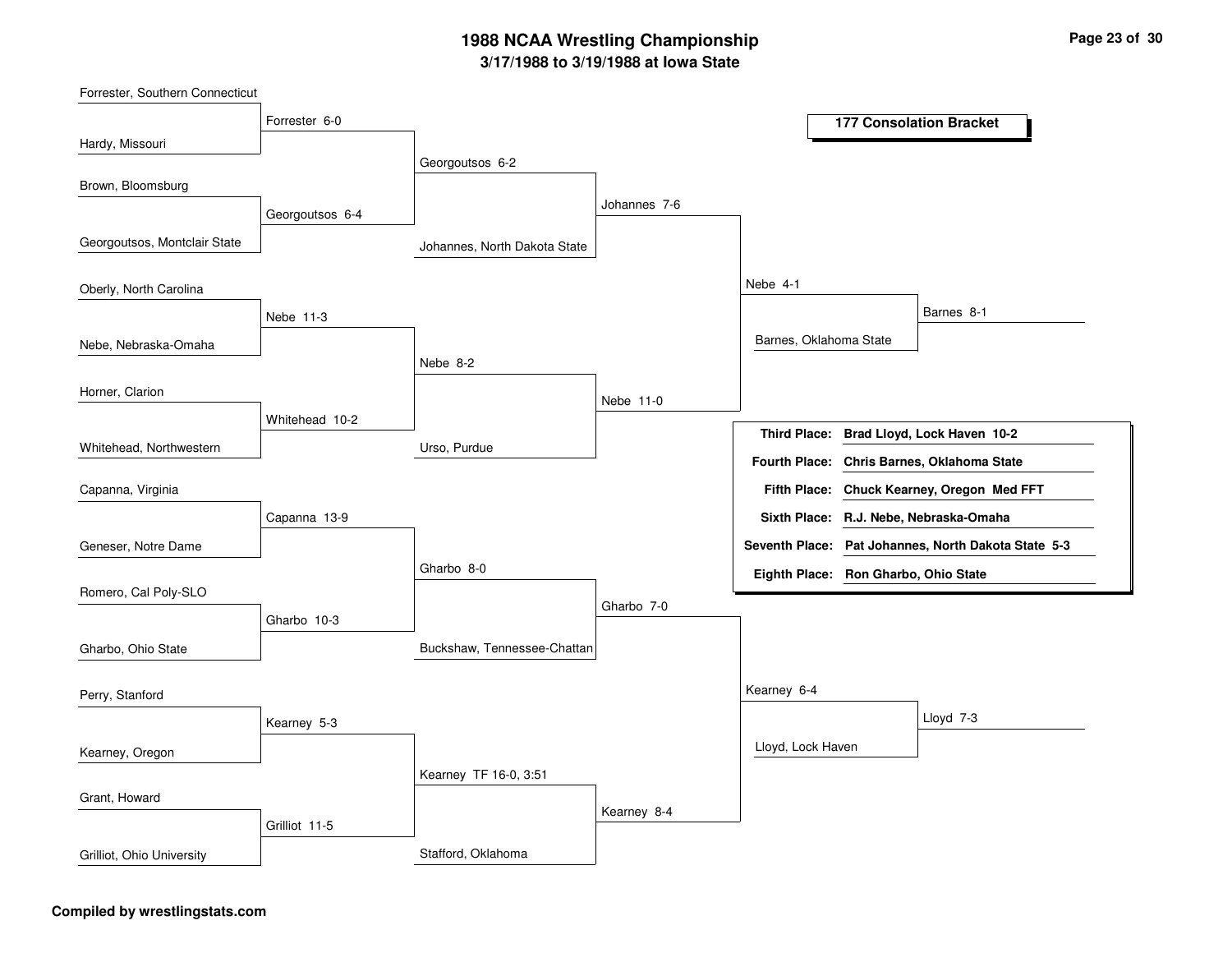# 1988 NCAA Wrestling Championship

**3/17/1988 to 3/19/1988 at Iowa State**

## 177 Consolation Bracket

### Round 1

- Forrester, Southern Connecticut vs. Hardy, Missouri — Forrester 6-0
- Brown, Bloomsburg vs. Georgoutsos, Montclair State — Georgoutsos 6-4
- Oberly, North Carolina vs. Nebe, Nebraska-Omaha — Nebe 11-3
- Horner, Clarion vs. Whitehead, Northwestern — Whitehead 10-2
- Capanna, Virginia vs. Geneser, Notre Dame — Capanna 13-9
- Romero, Cal Poly-SLO vs. Gharbo, Ohio State — Gharbo 10-3
- Perry, Stanford vs. Kearney, Oregon — Kearney 5-3
- Grant, Howard vs. Grilliot, Ohio University — Grilliot 11-5

### Round 2

- Forrester vs. Georgoutsos — Georgoutsos 6-2
- Nebe vs. Whitehead — Nebe 8-2
- Capanna vs. Gharbo — Gharbo 8-0
- Kearney vs. Grilliot — Kearney TF 16-0, 3:51

### Round 3

- Georgoutsos vs. Johannes, North Dakota State — Johannes 7-6
- Nebe vs. Urso, Purdue — Nebe 11-0
- Gharbo vs. Buckshaw, Tennessee-Chattan — Gharbo 7-0
- Kearney vs. Stafford, Oklahoma — Kearney 8-4

### Quarterfinals

- Johannes vs. Nebe — Nebe 4-1
- Gharbo vs. Kearney — Kearney 6-4

### Semifinals

- Nebe vs. Barnes, Oklahoma State — Barnes 8-1
- Kearney vs. Lloyd, Lock Haven — Lloyd 7-3

### Placements

| Place | Wrestler |
|---|---|
| **Third Place:** | **Brad Lloyd, Lock Haven 10-2** |
| **Fourth Place:** | **Chris Barnes, Oklahoma State** |
| **Fifth Place:** | **Chuck Kearney, Oregon Med FFT** |
| **Sixth Place:** | **R.J. Nebe, Nebraska-Omaha** |
| **Seventh Place:** | **Pat Johannes, North Dakota State 5-3** |
| **Eighth Place:** | **Ron Gharbo, Ohio State** |

**Compiled by wrestlingstats.com**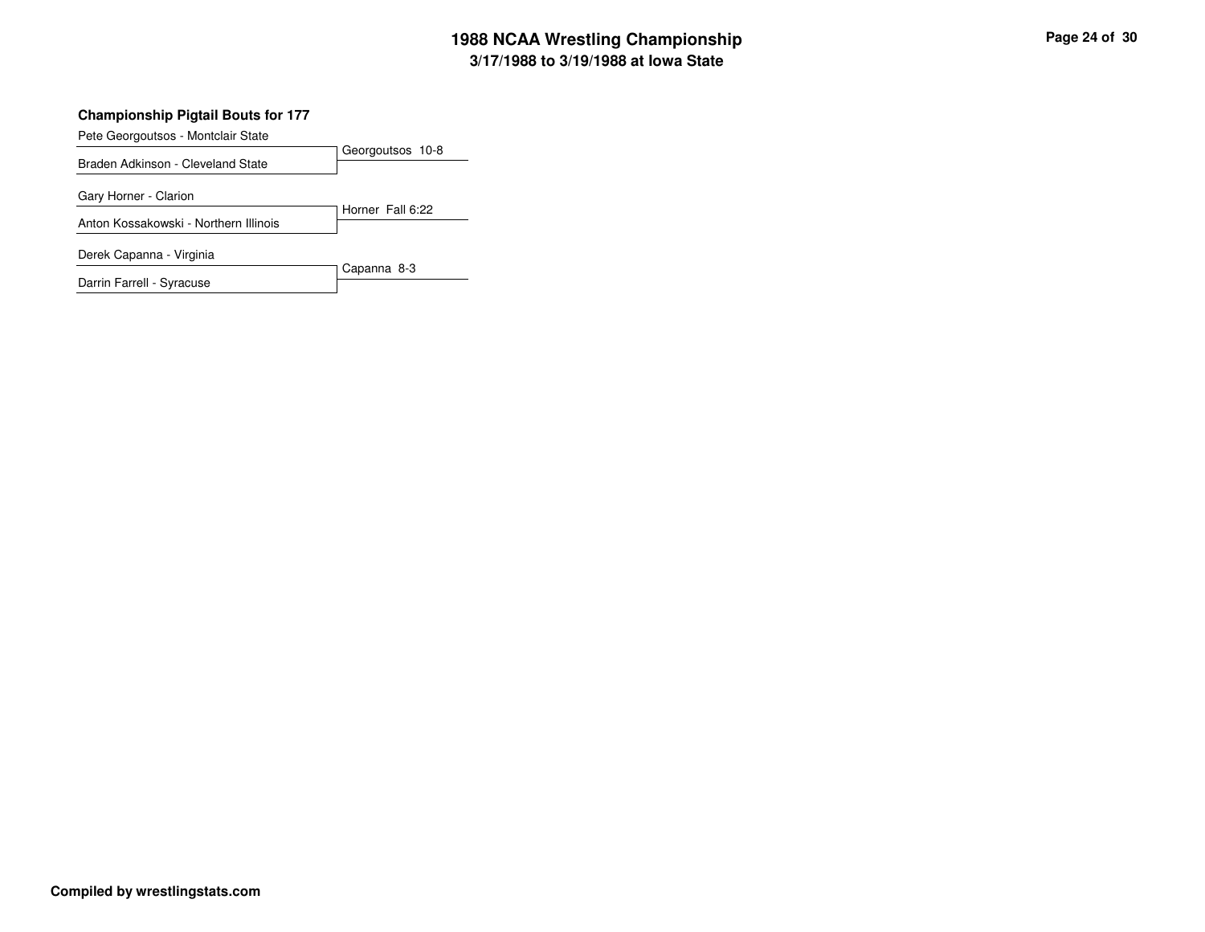### Championship Pigtail Bouts for 177

| Wrestlers | Result |
| --- | --- |
| Pete Georgoutsos - Montclair State / Braden Adkinson - Cleveland State | Georgoutsos 10-8 |
| Gary Horner - Clarion / Anton Kossakowski - Northern Illinois | Horner Fall 6:22 |
| Derek Capanna - Virginia / Darrin Farrell - Syracuse | Capanna 8-3 |

**Compiled by wrestlingstats.com**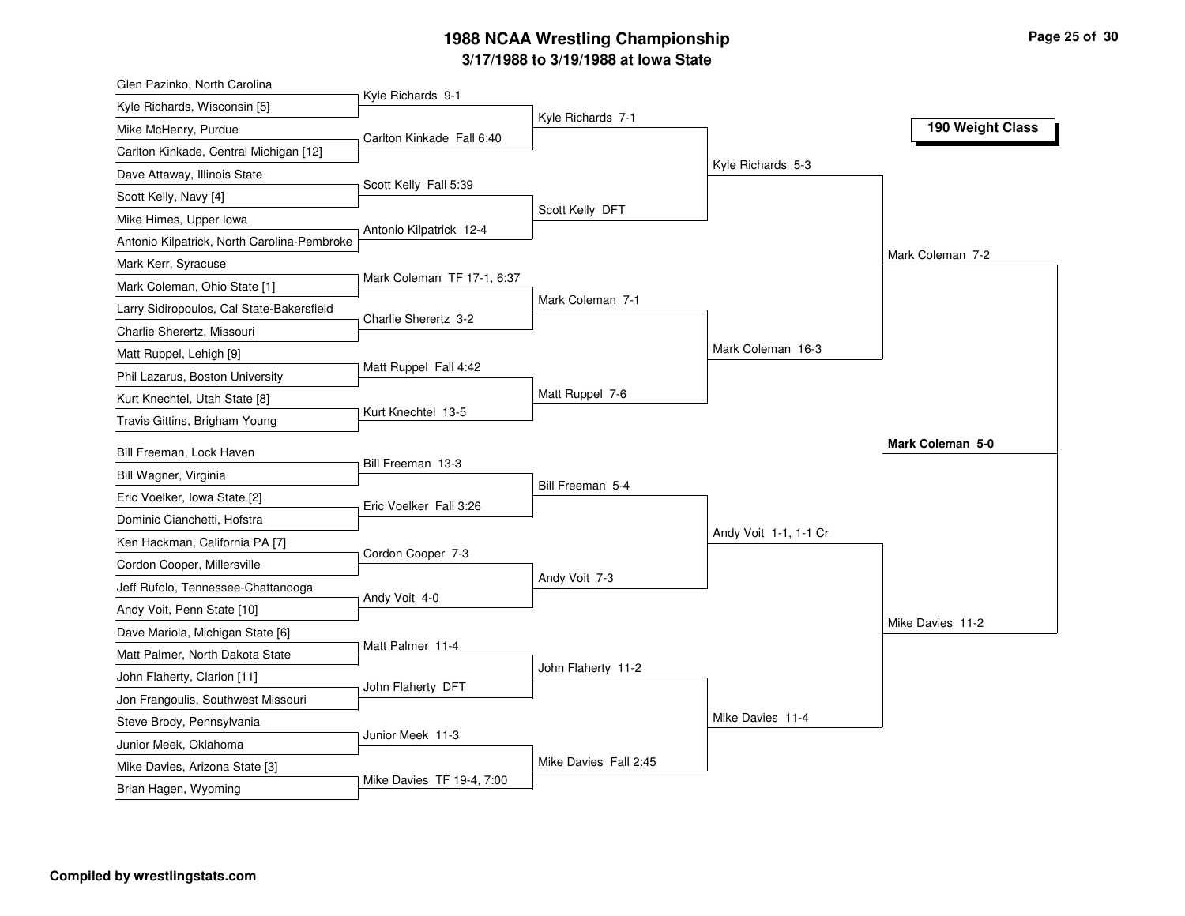# 1988 NCAA Wrestling Championship

### 3/17/1988 to 3/19/1988 at Iowa State

**190 Weight Class**

| First Round | Second Round | Quarterfinals | Semifinals | Finals |
|---|---|---|---|---|
| Glen Pazinko, North Carolina | | | | |
| Kyle Richards, Wisconsin [5] | Kyle Richards 9-1 | | | |
| Mike McHenry, Purdue | | Kyle Richards 7-1 | | |
| Carlton Kinkade, Central Michigan [12] | Carlton Kinkade Fall 6:40 | | | |
| Dave Attaway, Illinois State | | | Kyle Richards 5-3 | |
| Scott Kelly, Navy [4] | Scott Kelly Fall 5:39 | | | |
| Mike Himes, Upper Iowa | | Scott Kelly DFT | | |
| Antonio Kilpatrick, North Carolina-Pembroke | Antonio Kilpatrick 12-4 | | | |
| Mark Kerr, Syracuse | | | | Mark Coleman 7-2 |
| Mark Coleman, Ohio State [1] | Mark Coleman TF 17-1, 6:37 | | | |
| Larry Sidiropoulos, Cal State-Bakersfield | | Mark Coleman 7-1 | | |
| Charlie Sherertz, Missouri | Charlie Sherertz 3-2 | | | |
| Matt Ruppel, Lehigh [9] | | | Mark Coleman 16-3 | |
| Phil Lazarus, Boston University | Matt Ruppel Fall 4:42 | | | |
| Kurt Knechtel, Utah State [8] | | Matt Ruppel 7-6 | | |
| Travis Gittins, Brigham Young | Kurt Knechtel 13-5 | | | |
| | | | | **Mark Coleman 5-0** |
| Bill Freeman, Lock Haven | | | | |
| Bill Wagner, Virginia | Bill Freeman 13-3 | | | |
| Eric Voelker, Iowa State [2] | | Bill Freeman 5-4 | | |
| Dominic Cianchetti, Hofstra | Eric Voelker Fall 3:26 | | | |
| Ken Hackman, California PA [7] | | | Andy Voit 1-1, 1-1 Cr | |
| Cordon Cooper, Millersville | Cordon Cooper 7-3 | | | |
| Jeff Rufolo, Tennessee-Chattanooga | | Andy Voit 7-3 | | |
| Andy Voit, Penn State [10] | Andy Voit 4-0 | | | |
| Dave Mariola, Michigan State [6] | | | | Mike Davies 11-2 |
| Matt Palmer, North Dakota State | Matt Palmer 11-4 | | | |
| John Flaherty, Clarion [11] | | John Flaherty 11-2 | | |
| Jon Frangoulis, Southwest Missouri | John Flaherty DFT | | | |
| Steve Brody, Pennsylvania | | | Mike Davies 11-4 | |
| Junior Meek, Oklahoma | Junior Meek 11-3 | | | |
| Mike Davies, Arizona State [3] | | Mike Davies Fall 2:45 | | |
| Brian Hagen, Wyoming | Mike Davies TF 19-4, 7:00 | | | |

**Compiled by wrestlingstats.com**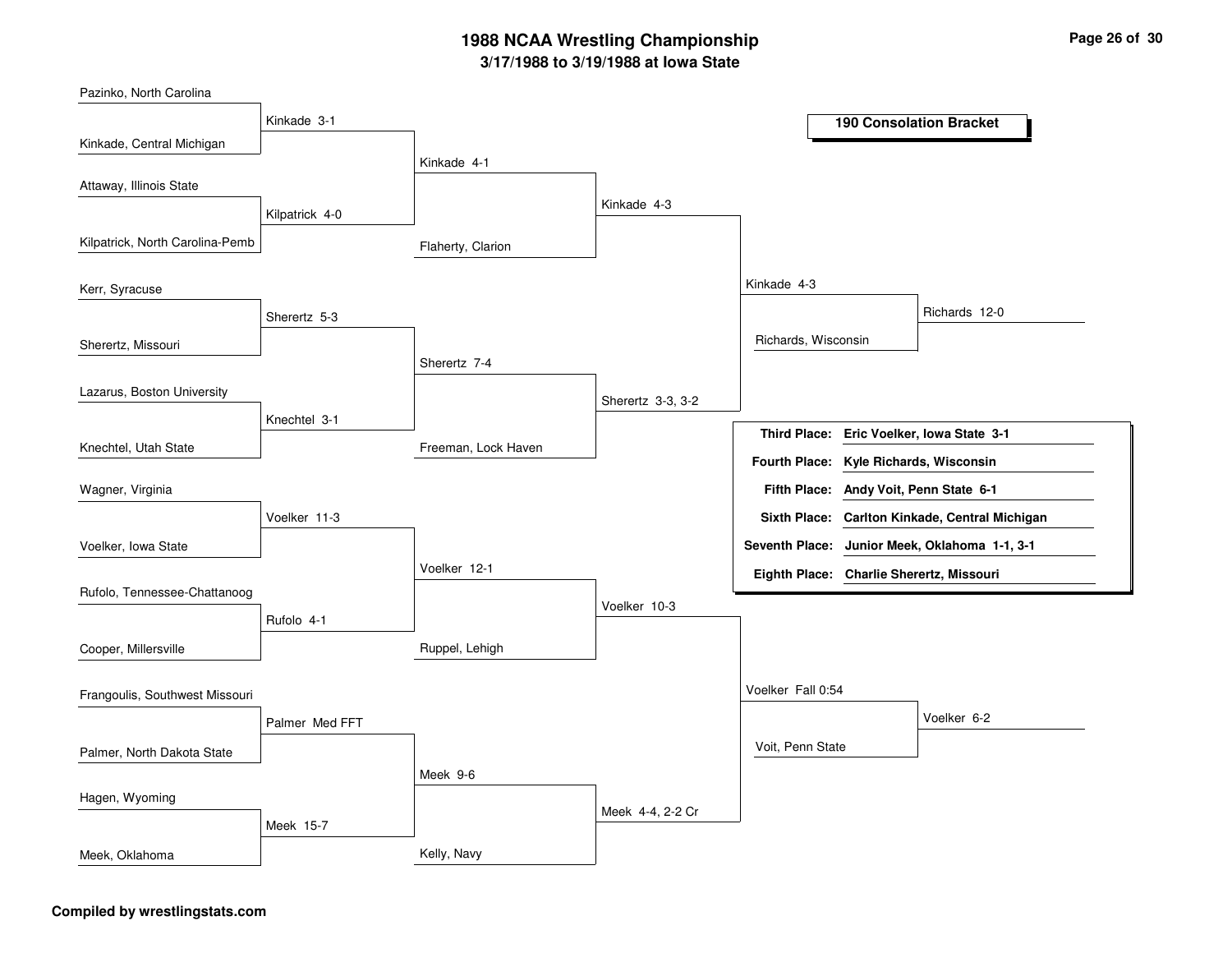# 1988 NCAA Wrestling Championship

## 3/17/1988 to 3/19/1988 at Iowa State

### 190 Consolation Bracket

**Round 1**

- Pazinko, North Carolina vs. Kinkade, Central Michigan — Kinkade 3-1
- Attaway, Illinois State vs. Kilpatrick, North Carolina-Pemb — Kilpatrick 4-0
- Kerr, Syracuse vs. Sherertz, Missouri — Sherertz 5-3
- Lazarus, Boston University vs. Knechtel, Utah State — Knechtel 3-1
- Wagner, Virginia vs. Voelker, Iowa State — Voelker 11-3
- Rufolo, Tennessee-Chattanoog vs. Cooper, Millersville — Rufolo 4-1
- Frangoulis, Southwest Missouri vs. Palmer, North Dakota State — Palmer Med FFT
- Hagen, Wyoming vs. Meek, Oklahoma — Meek 15-7

**Round 2**

- Kinkade vs. Kilpatrick — Kinkade 4-1
- Sherertz vs. Knechtel — Sherertz 7-4
- Voelker vs. Rufolo — Voelker 12-1
- Palmer vs. Meek — Meek 9-6

**Round 3**

- Kinkade vs. Flaherty, Clarion — Kinkade 4-3
- Sherertz vs. Freeman, Lock Haven — Sherertz 3-3, 3-2
- Voelker vs. Ruppel, Lehigh — Voelker 10-3
- Meek vs. Kelly, Navy — Meek 4-4, 2-2 Cr

**Round 4**

- Kinkade vs. Sherertz — Kinkade 4-3
- Voelker vs. Meek — Voelker Fall 0:54

**Round 5**

- Kinkade vs. Richards, Wisconsin — Richards 12-0
- Voelker vs. Voit, Penn State — Voelker 6-2

| Place | Wrestler |
|---|---|
| **Third Place:** | **Eric Voelker, Iowa State 3-1** |
| **Fourth Place:** | **Kyle Richards, Wisconsin** |
| **Fifth Place:** | **Andy Voit, Penn State 6-1** |
| **Sixth Place:** | **Carlton Kinkade, Central Michigan** |
| **Seventh Place:** | **Junior Meek, Oklahoma 1-1, 3-1** |
| **Eighth Place:** | **Charlie Sherertz, Missouri** |

**Compiled by wrestlingstats.com**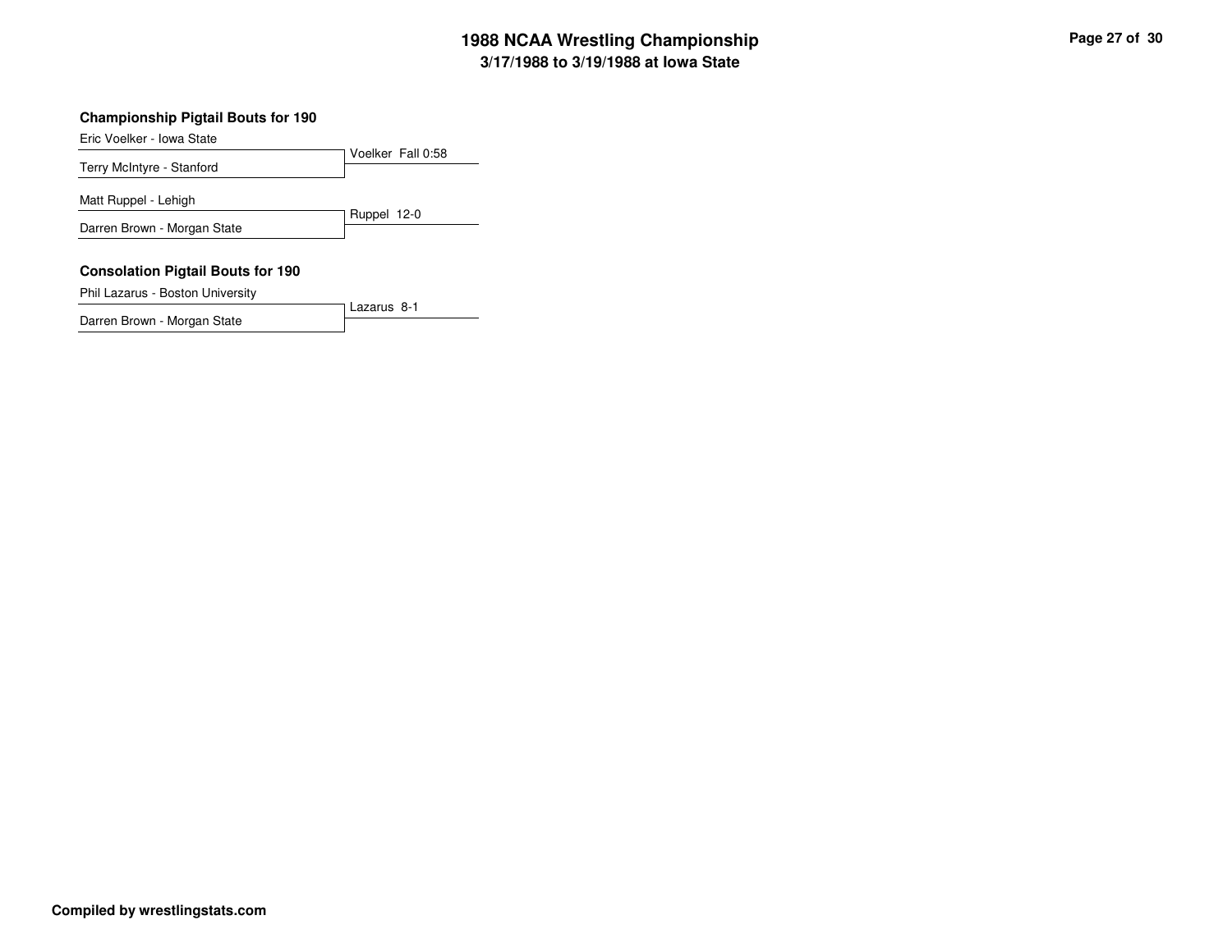## Championship Pigtail Bouts for 190

| Wrestler | Result |
| --- | --- |
| Eric Voelker - Iowa State | Voelker Fall 0:58 |
| Terry McIntyre - Stanford | |

| Wrestler | Result |
| --- | --- |
| Matt Ruppel - Lehigh | Ruppel 12-0 |
| Darren Brown - Morgan State | |

## Consolation Pigtail Bouts for 190

| Wrestler | Result |
| --- | --- |
| Phil Lazarus - Boston University | Lazarus 8-1 |
| Darren Brown - Morgan State | |

**Compiled by wrestlingstats.com**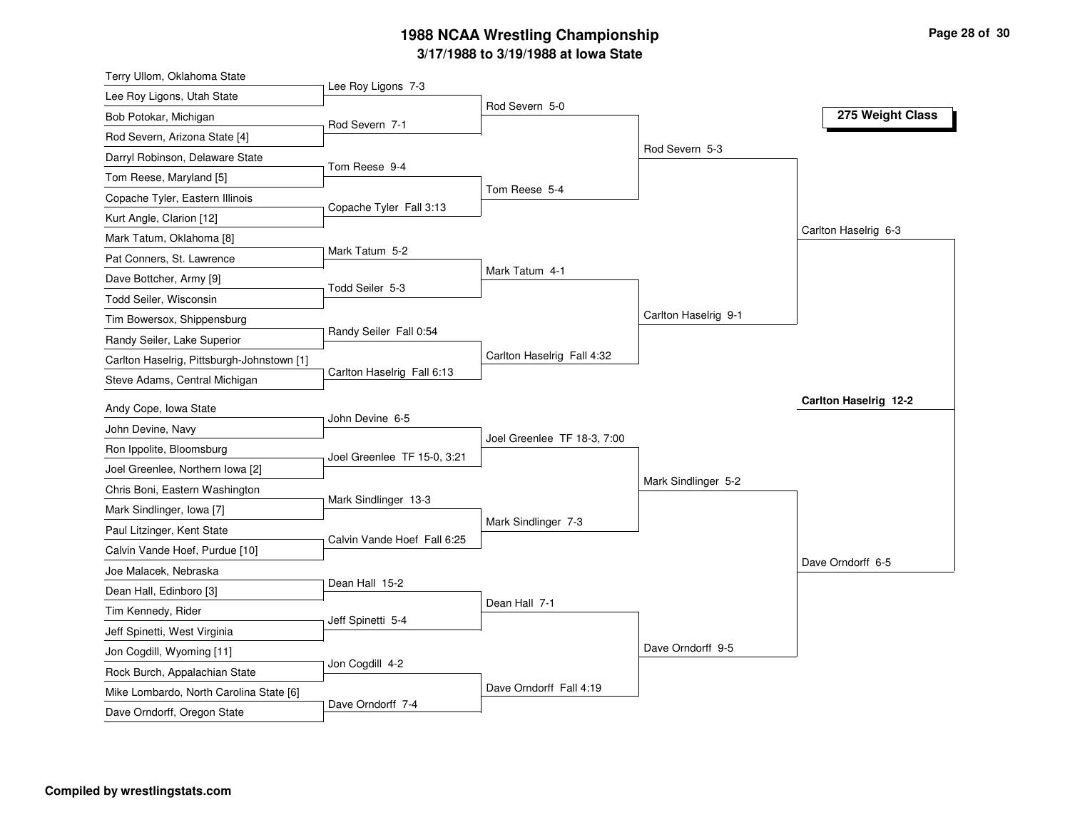# 1988 NCAA Wrestling Championship

## 3/17/1988 to 3/19/1988 at Iowa State

### 275 Weight Class

**First Round**

- Terry Ullom, Oklahoma State vs. Lee Roy Ligons, Utah State — Lee Roy Ligons 7-3
- Bob Potokar, Michigan vs. Rod Severn, Arizona State [4] — Rod Severn 7-1
- Darryl Robinson, Delaware State vs. Tom Reese, Maryland [5] — Tom Reese 9-4
- Copache Tyler, Eastern Illinois vs. Kurt Angle, Clarion [12] — Copache Tyler Fall 3:13
- Mark Tatum, Oklahoma [8] vs. Pat Conners, St. Lawrence — Mark Tatum 5-2
- Dave Bottcher, Army [9] vs. Todd Seiler, Wisconsin — Todd Seiler 5-3
- Tim Bowersox, Shippensburg vs. Randy Seiler, Lake Superior — Randy Seiler Fall 0:54
- Carlton Haselrig, Pittsburgh-Johnstown [1] vs. Steve Adams, Central Michigan — Carlton Haselrig Fall 6:13
- Andy Cope, Iowa State vs. John Devine, Navy — John Devine 6-5
- Ron Ippolite, Bloomsburg vs. Joel Greenlee, Northern Iowa [2] — Joel Greenlee TF 15-0, 3:21
- Chris Boni, Eastern Washington vs. Mark Sindlinger, Iowa [7] — Mark Sindlinger 13-3
- Paul Litzinger, Kent State vs. Calvin Vande Hoef, Purdue [10] — Calvin Vande Hoef Fall 6:25
- Joe Malacek, Nebraska vs. Dean Hall, Edinboro [3] — Dean Hall 15-2
- Tim Kennedy, Rider vs. Jeff Spinetti, West Virginia — Jeff Spinetti 5-4
- Jon Cogdill, Wyoming [11] vs. Rock Burch, Appalachian State — Jon Cogdill 4-2
- Mike Lombardo, North Carolina State [6] vs. Dave Orndorff, Oregon State — Dave Orndorff 7-4

**Second Round**

- Rod Severn 5-0
- Tom Reese 5-4
- Mark Tatum 4-1
- Carlton Haselrig Fall 4:32
- Joel Greenlee TF 18-3, 7:00
- Mark Sindlinger 7-3
- Dean Hall 7-1
- Dave Orndorff Fall 4:19

**Quarterfinals**

- Rod Severn 5-3
- Carlton Haselrig 9-1
- Mark Sindlinger 5-2
- Dave Orndorff 9-5

**Semifinals**

- Carlton Haselrig 6-3
- Dave Orndorff 6-5

**Final**

- **Carlton Haselrig 12-2**

Compiled by wrestlingstats.com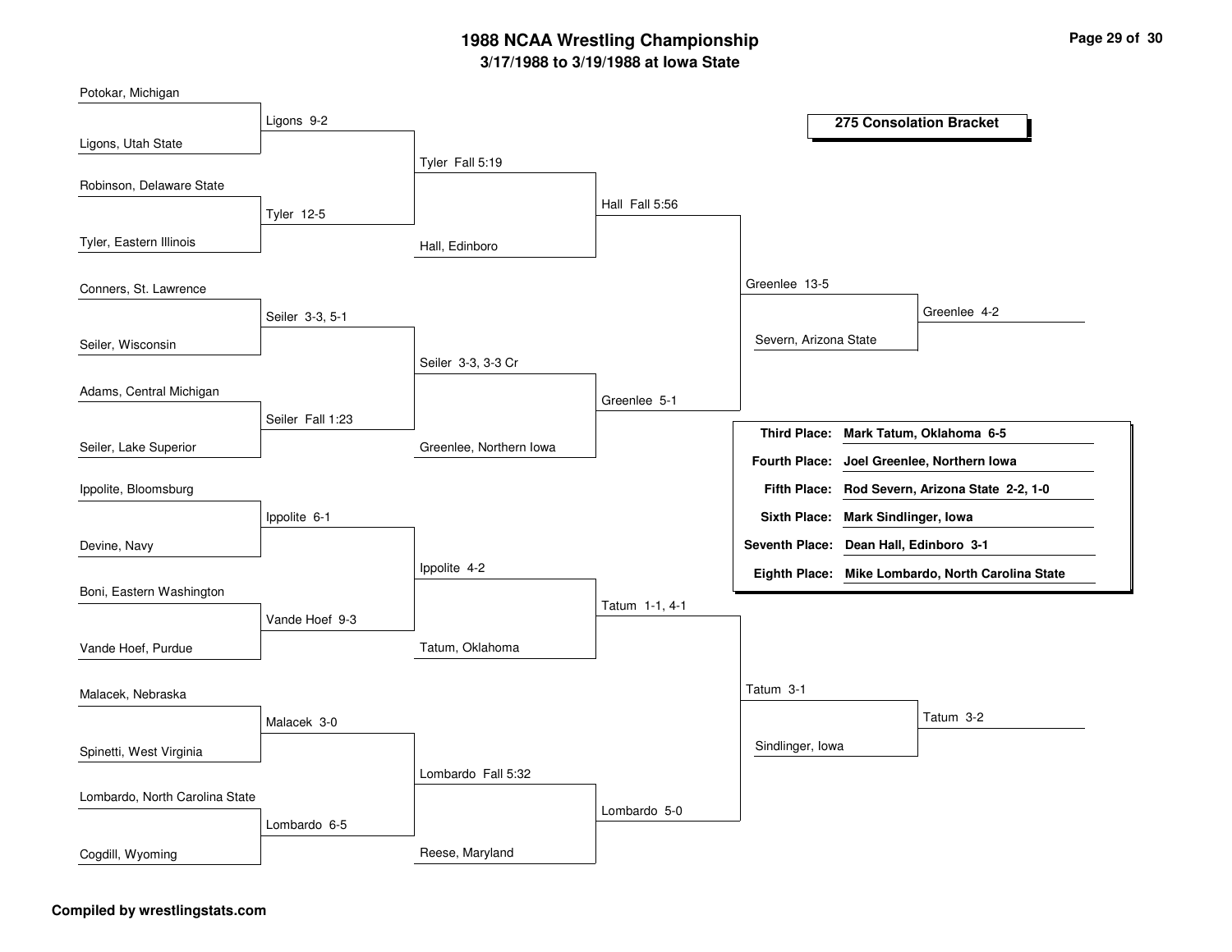# 1988 NCAA Wrestling Championship

## 3/17/1988 to 3/19/1988 at Iowa State

### 275 Consolation Bracket

Potokar, Michigan
Ligons, Utah State
Ligons 9-2

Robinson, Delaware State
Tyler, Eastern Illinois
Tyler 12-5

Tyler Fall 5:19
Hall, Edinboro
Hall Fall 5:56

Conners, St. Lawrence
Seiler, Wisconsin
Seiler 3-3, 5-1

Adams, Central Michigan
Seiler, Lake Superior
Seiler Fall 1:23

Seiler 3-3, 3-3 Cr
Greenlee, Northern Iowa
Greenlee 5-1

Greenlee 13-5
Severn, Arizona State
Greenlee 4-2

Ippolite, Bloomsburg
Devine, Navy
Ippolite 6-1

Boni, Eastern Washington
Vande Hoef, Purdue
Vande Hoef 9-3

Ippolite 4-2
Tatum, Oklahoma
Tatum 1-1, 4-1

Malacek, Nebraska
Spinetti, West Virginia
Malacek 3-0

Lombardo, North Carolina State
Cogdill, Wyoming
Lombardo 6-5

Lombardo Fall 5:32
Reese, Maryland
Lombardo 5-0

Tatum 3-1
Sindlinger, Iowa
Tatum 3-2

| | |
|---|---|
| **Third Place:** | **Mark Tatum, Oklahoma 6-5** |
| **Fourth Place:** | **Joel Greenlee, Northern Iowa** |
| **Fifth Place:** | **Rod Severn, Arizona State 2-2, 1-0** |
| **Sixth Place:** | **Mark Sindlinger, Iowa** |
| **Seventh Place:** | **Dean Hall, Edinboro 3-1** |
| **Eighth Place:** | **Mike Lombardo, North Carolina State** |

**Compiled by wrestlingstats.com**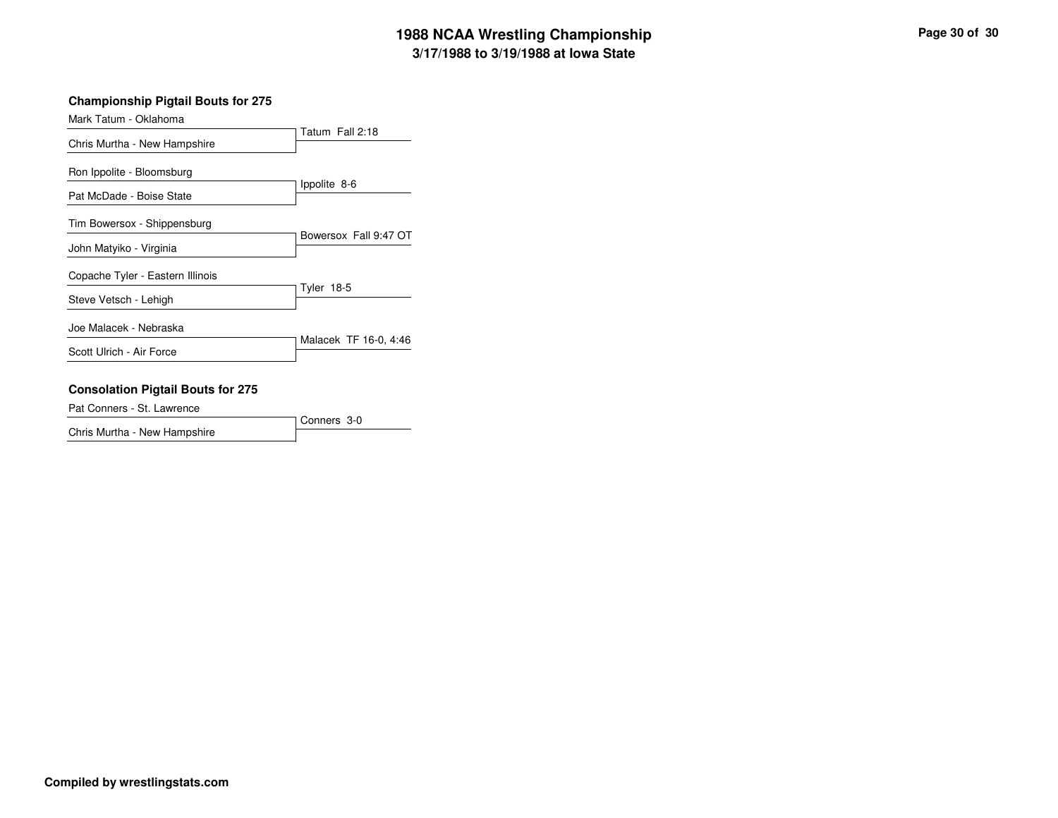# 1988 NCAA Wrestling Championship

## 3/17/1988 to 3/19/1988 at Iowa State

### Championship Pigtail Bouts for 275

| Wrestlers | Result |
| --- | --- |
| Mark Tatum - Oklahoma vs. Chris Murtha - New Hampshire | Tatum Fall 2:18 |
| Ron Ippolite - Bloomsburg vs. Pat McDade - Boise State | Ippolite 8-6 |
| Tim Bowersox - Shippensburg vs. John Matyiko - Virginia | Bowersox Fall 9:47 OT |
| Copache Tyler - Eastern Illinois vs. Steve Vetsch - Lehigh | Tyler 18-5 |
| Joe Malacek - Nebraska vs. Scott Ulrich - Air Force | Malacek TF 16-0, 4:46 |

### Consolation Pigtail Bouts for 275

| Wrestlers | Result |
| --- | --- |
| Pat Conners - St. Lawrence vs. Chris Murtha - New Hampshire | Conners 3-0 |

**Compiled by wrestlingstats.com**